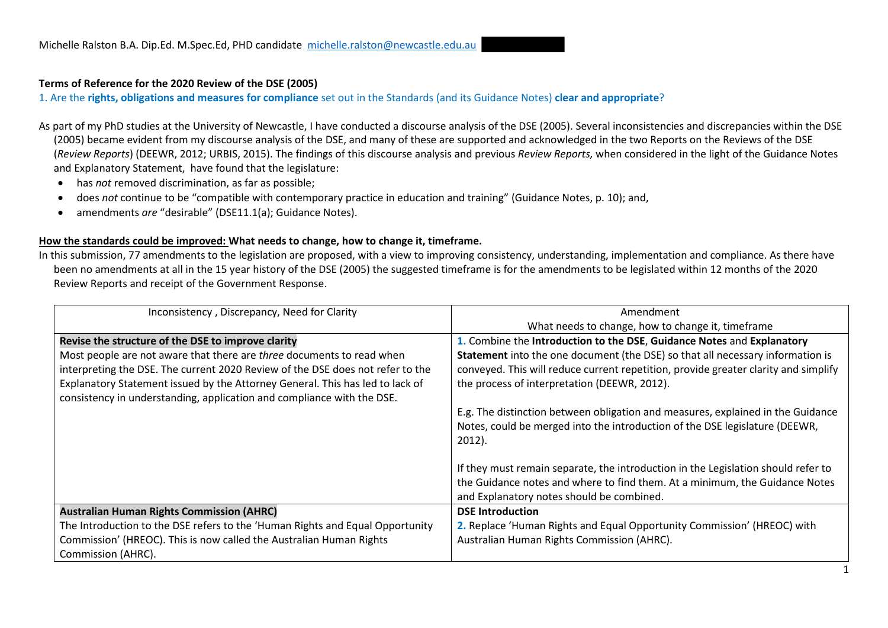Michelle Ralston B.A. Dip.Ed. M.Spec.Ed, PHD candidate michelle.ralston@newcastle.edu.au

**Terms of Reference for the 2020 Review of the DSE (2005)**

1. Are the **rights, obligations and measures for compliance** set out in the Standards (and its Guidance Notes) **clear and appropriate**?

As part of my PhD studies at the University of Newcastle, I have conducted a discourse analysis of the DSE (2005). Several inconsistencies and discrepancies within the DSE (2005) became evident from my discourse analysis of the DSE, and many of these are supported and acknowledged in the two Reports on the Reviews of the DSE (*Review Reports*) (DEEWR, 2012; URBIS, 2015). The findings of this discourse analysis and previous *Review Reports,* when considered in the light of the Guidance Notes and Explanatory Statement, have found that the legislature:

- has *not* removed discrimination, as far as possible;
- does *not* continue to be "compatible with contemporary practice in education and training" (Guidance Notes, p. 10); and,
- amendments *are* "desirable" (DSE11.1(a); Guidance Notes).

**How the standards could be improved: What needs to change, how to change it, timeframe.**

In this submission, 77 amendments to the legislation are proposed, with a view to improving consistency, understanding, implementation and compliance. As there have been no amendments at all in the 15 year history of the DSE (2005) the suggested timeframe is for the amendments to be legislated within 12 months of the 2020 Review Reports and receipt of the Government Response.

| Inconsistency , Discrepancy, Need for Clarity | Amendment<br>What needs to change, how to change it, timeframe |
|---|---|
| **Revise the structure of the DSE to improve clarity**<br>Most people are not aware that there are *three* documents to read when interpreting the DSE. The current 2020 Review of the DSE does not refer to the Explanatory Statement issued by the Attorney General. This has led to lack of consistency in understanding, application and compliance with the DSE. | **1.** Combine the **Introduction to the DSE**, **Guidance Notes** and **Explanatory Statement** into the one document (the DSE) so that all necessary information is conveyed. This will reduce current repetition, provide greater clarity and simplify the process of interpretation (DEEWR, 2012).<br><br>E.g. The distinction between obligation and measures, explained in the Guidance Notes, could be merged into the introduction of the DSE legislature (DEEWR, 2012).<br><br>If they must remain separate, the introduction in the Legislation should refer to the Guidance notes and where to find them. At a minimum, the Guidance Notes and Explanatory notes should be combined. |
| **Australian Human Rights Commission (AHRC)**<br>The Introduction to the DSE refers to the 'Human Rights and Equal Opportunity Commission' (HREOC). This is now called the Australian Human Rights Commission (AHRC). | **DSE Introduction**<br>**2.** Replace 'Human Rights and Equal Opportunity Commission' (HREOC) with Australian Human Rights Commission (AHRC). |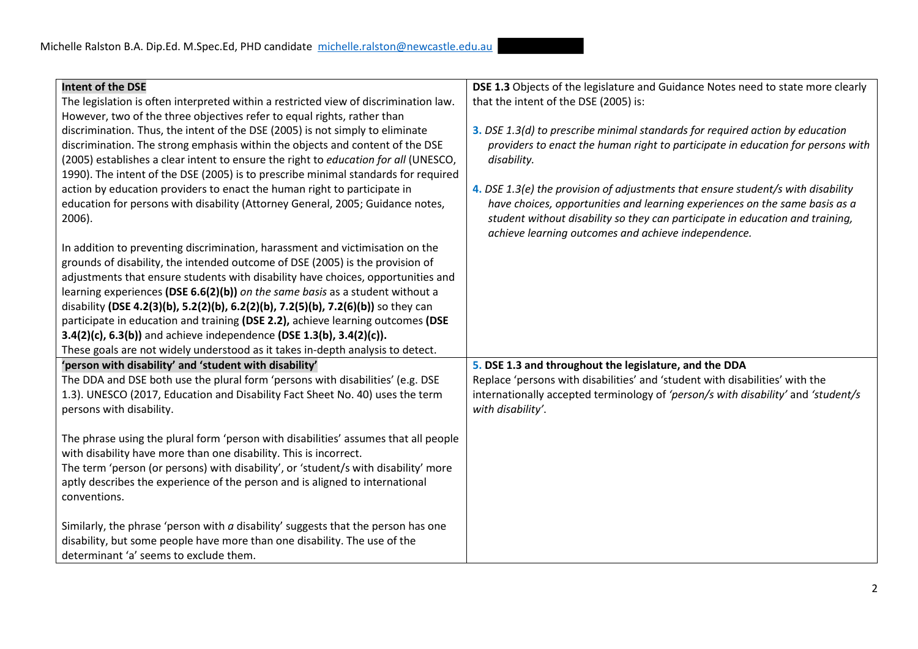Michelle Ralston B.A. Dip.Ed. M.Spec.Ed, PHD candidate michelle.ralston@newcastle.edu.au

| | |
|---|---|
| **Intent of the DSE**<br>The legislation is often interpreted within a restricted view of discrimination law. However, two of the three objectives refer to equal rights, rather than discrimination. Thus, the intent of the DSE (2005) is not simply to eliminate discrimination. The strong emphasis within the objects and content of the DSE (2005) establishes a clear intent to ensure the right to *education for all* (UNESCO, 1990). The intent of the DSE (2005) is to prescribe minimal standards for required action by education providers to enact the human right to participate in education for persons with disability (Attorney General, 2005; Guidance notes, 2006).<br><br>In addition to preventing discrimination, harassment and victimisation on the grounds of disability, the intended outcome of DSE (2005) is the provision of adjustments that ensure students with disability have choices, opportunities and learning experiences **(DSE 6.6(2)(b))** *on the same basis* as a student without a disability **(DSE 4.2(3)(b), 5.2(2)(b), 6.2(2)(b), 7.2(5)(b), 7.2(6)(b))** so they can participate in education and training **(DSE 2.2),** achieve learning outcomes **(DSE 3.4(2)(c), 6.3(b))** and achieve independence **(DSE 1.3(b), 3.4(2)(c)).**<br>These goals are not widely understood as it takes in-depth analysis to detect. | **DSE 1.3** Objects of the legislature and Guidance Notes need to state more clearly that the intent of the DSE (2005) is:<br><br>**3.** *DSE 1.3(d) to prescribe minimal standards for required action by education providers to enact the human right to participate in education for persons with disability.*<br><br>**4.** *DSE 1.3(e) the provision of adjustments that ensure student/s with disability have choices, opportunities and learning experiences on the same basis as a student without disability so they can participate in education and training, achieve learning outcomes and achieve independence.* |
| **'person with disability' and 'student with disability'**<br>The DDA and DSE both use the plural form 'persons with disabilities' (e.g. DSE 1.3). UNESCO (2017, Education and Disability Fact Sheet No. 40) uses the term persons with disability.<br><br>The phrase using the plural form 'person with disabilities' assumes that all people with disability have more than one disability. This is incorrect.<br>The term 'person (or persons) with disability', or 'student/s with disability' more aptly describes the experience of the person and is aligned to international conventions.<br><br>Similarly, the phrase 'person with *a* disability' suggests that the person has one disability, but some people have more than one disability. The use of the determinant 'a' seems to exclude them. | **5. DSE 1.3 and throughout the legislature, and the DDA**<br>Replace 'persons with disabilities' and 'student with disabilities' with the internationally accepted terminology of *'person/s with disability'* and *'student/s with disability'*. |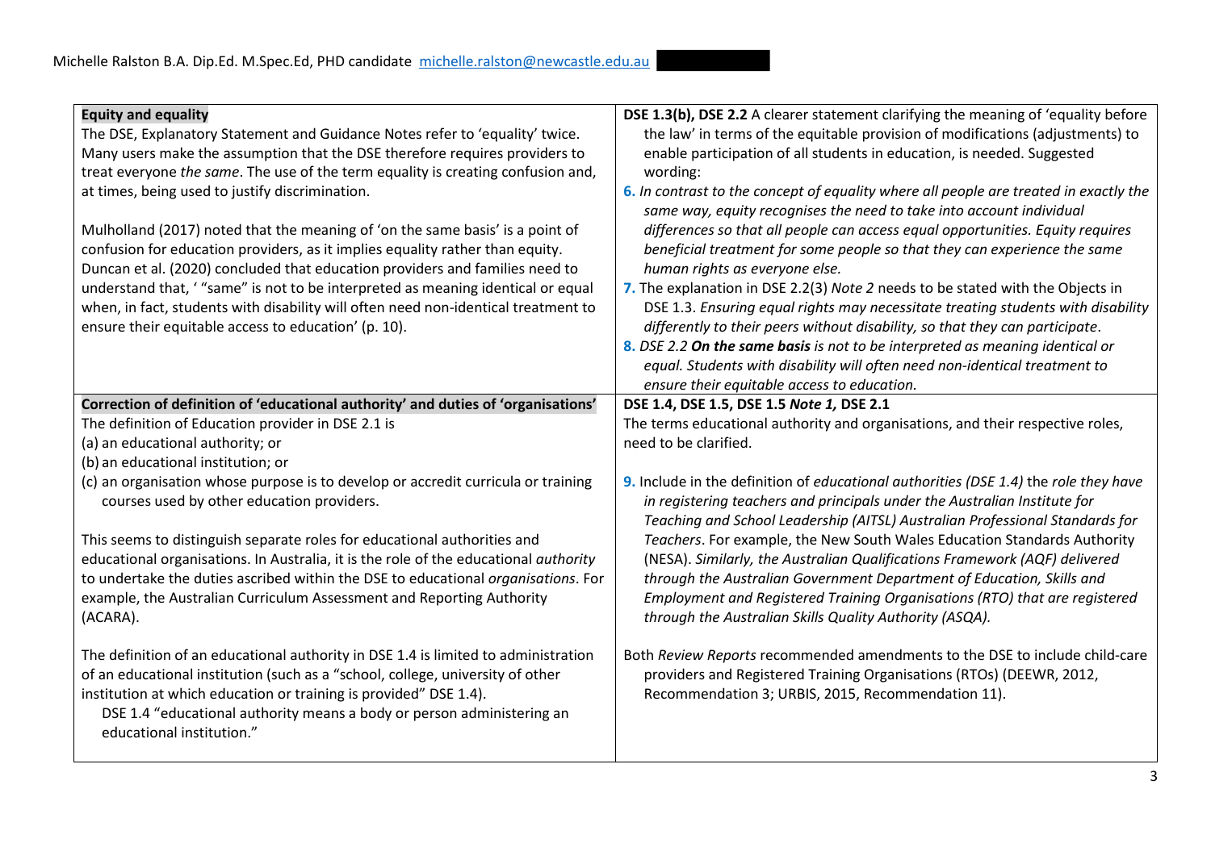| | |
|---|---|
| **Equity and equality**<br>The DSE, Explanatory Statement and Guidance Notes refer to 'equality' twice. Many users make the assumption that the DSE therefore requires providers to treat everyone *the same*. The use of the term equality is creating confusion and, at times, being used to justify discrimination.<br><br>Mulholland (2017) noted that the meaning of 'on the same basis' is a point of confusion for education providers, as it implies equality rather than equity. Duncan et al. (2020) concluded that education providers and families need to understand that, ' "same" is not to be interpreted as meaning identical or equal when, in fact, students with disability will often need non-identical treatment to ensure their equitable access to education' (p. 10). | **DSE 1.3(b), DSE 2.2** A clearer statement clarifying the meaning of 'equality before the law' in terms of the equitable provision of modifications (adjustments) to enable participation of all students in education, is needed. Suggested wording:<br>**6.** *In contrast to the concept of equality where all people are treated in exactly the same way, equity recognises the need to take into account individual differences so that all people can access equal opportunities. Equity requires beneficial treatment for some people so that they can experience the same human rights as everyone else.*<br>**7.** The explanation in DSE 2.2(3) *Note 2* needs to be stated with the Objects in DSE 1.3. *Ensuring equal rights may necessitate treating students with disability differently to their peers without disability, so that they can participate*.<br>**8.** *DSE 2.2* ***On the same basis*** *is not to be interpreted as meaning identical or equal. Students with disability will often need non-identical treatment to ensure their equitable access to education.* |
| **Correction of definition of 'educational authority' and duties of 'organisations'**<br>The definition of Education provider in DSE 2.1 is<br>(a) an educational authority; or<br>(b) an educational institution; or<br>(c) an organisation whose purpose is to develop or accredit curricula or training courses used by other education providers.<br><br>This seems to distinguish separate roles for educational authorities and educational organisations. In Australia, it is the role of the educational *authority* to undertake the duties ascribed within the DSE to educational *organisations*. For example, the Australian Curriculum Assessment and Reporting Authority (ACARA).<br><br>The definition of an educational authority in DSE 1.4 is limited to administration of an educational institution (such as a "school, college, university of other institution at which education or training is provided" DSE 1.4).<br>DSE 1.4 "educational authority means a body or person administering an educational institution." | **DSE 1.4, DSE 1.5, DSE 1.5 *Note 1,* DSE 2.1**<br>The terms educational authority and organisations, and their respective roles, need to be clarified.<br><br>**9.** Include in the definition of *educational authorities (DSE 1.4)* the *role they have in registering teachers and principals under the Australian Institute for Teaching and School Leadership (AITSL) Australian Professional Standards for Teachers*. For example, the New South Wales Education Standards Authority (NESA). *Similarly, the Australian Qualifications Framework (AQF) delivered through the Australian Government Department of Education, Skills and Employment and Registered Training Organisations (RTO) that are registered through the Australian Skills Quality Authority (ASQA).*<br><br>Both *Review Reports* recommended amendments to the DSE to include child-care providers and Registered Training Organisations (RTOs) (DEEWR, 2012, Recommendation 3; URBIS, 2015, Recommendation 11). |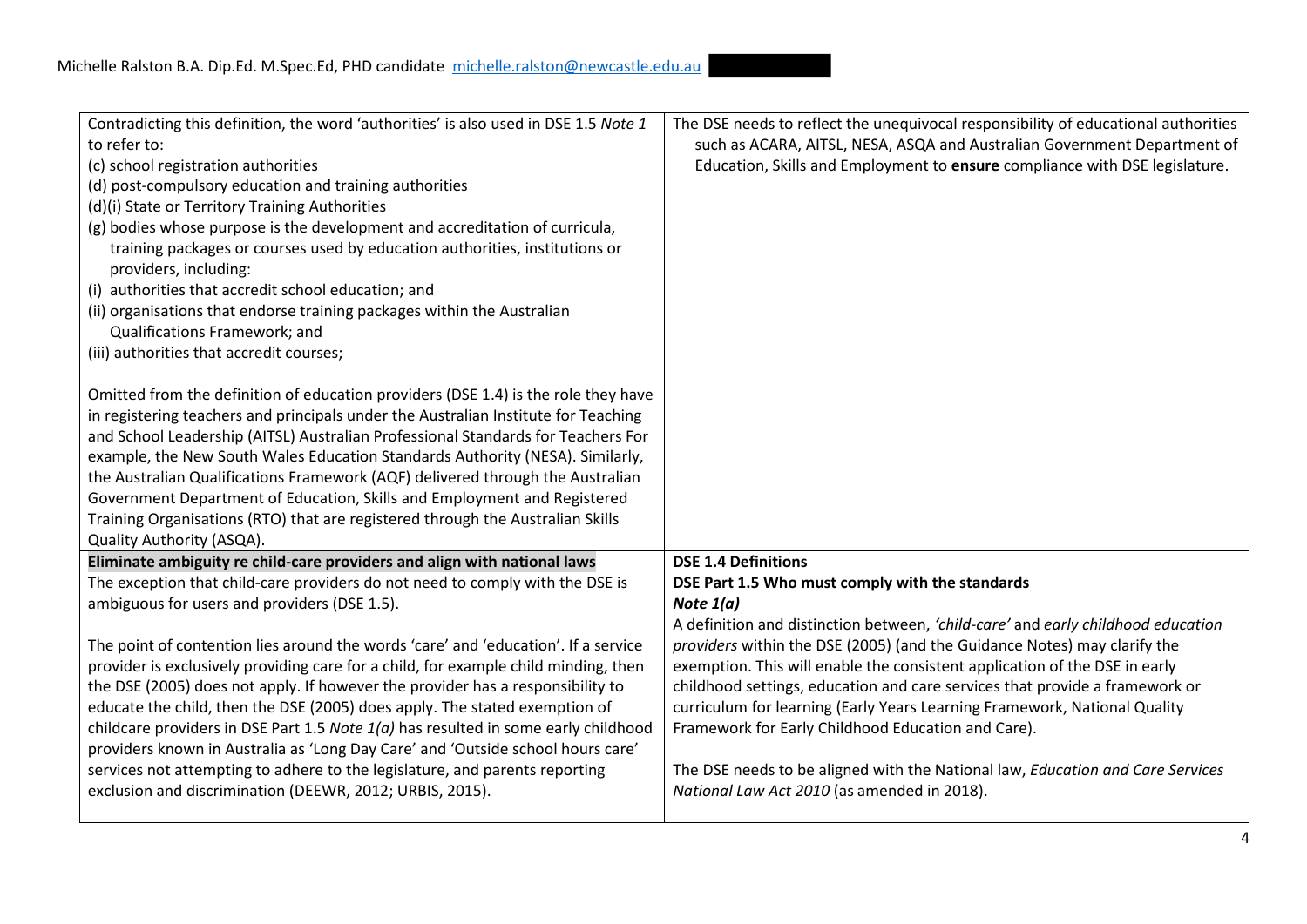| | |
|---|---|
| Contradicting this definition, the word 'authorities' is also used in DSE 1.5 *Note 1* to refer to:<br>(c) school registration authorities<br>(d) post-compulsory education and training authorities<br>(d)(i) State or Territory Training Authorities<br>(g) bodies whose purpose is the development and accreditation of curricula, training packages or courses used by education authorities, institutions or providers, including:<br>(i) authorities that accredit school education; and<br>(ii) organisations that endorse training packages within the Australian Qualifications Framework; and<br>(iii) authorities that accredit courses;<br><br>Omitted from the definition of education providers (DSE 1.4) is the role they have in registering teachers and principals under the Australian Institute for Teaching and School Leadership (AITSL) Australian Professional Standards for Teachers For example, the New South Wales Education Standards Authority (NESA). Similarly, the Australian Qualifications Framework (AQF) delivered through the Australian Government Department of Education, Skills and Employment and Registered Training Organisations (RTO) that are registered through the Australian Skills Quality Authority (ASQA). | The DSE needs to reflect the unequivocal responsibility of educational authorities such as ACARA, AITSL, NESA, ASQA and Australian Government Department of Education, Skills and Employment to **ensure** compliance with DSE legislature. |
| **Eliminate ambiguity re child-care providers and align with national laws**<br>The exception that child-care providers do not need to comply with the DSE is ambiguous for users and providers (DSE 1.5).<br><br>The point of contention lies around the words 'care' and 'education'. If a service provider is exclusively providing care for a child, for example child minding, then the DSE (2005) does not apply. If however the provider has a responsibility to educate the child, then the DSE (2005) does apply. The stated exemption of childcare providers in DSE Part 1.5 *Note 1(a)* has resulted in some early childhood providers known in Australia as 'Long Day Care' and 'Outside school hours care' services not attempting to adhere to the legislature, and parents reporting exclusion and discrimination (DEEWR, 2012; URBIS, 2015). | **DSE 1.4 Definitions**<br>**DSE Part 1.5 Who must comply with the standards**<br>***Note 1(a)***<br>A definition and distinction between, *'child-care'* and *early childhood education providers* within the DSE (2005) (and the Guidance Notes) may clarify the exemption. This will enable the consistent application of the DSE in early childhood settings, education and care services that provide a framework or curriculum for learning (Early Years Learning Framework, National Quality Framework for Early Childhood Education and Care).<br><br>The DSE needs to be aligned with the National law, *Education and Care Services National Law Act 2010* (as amended in 2018). |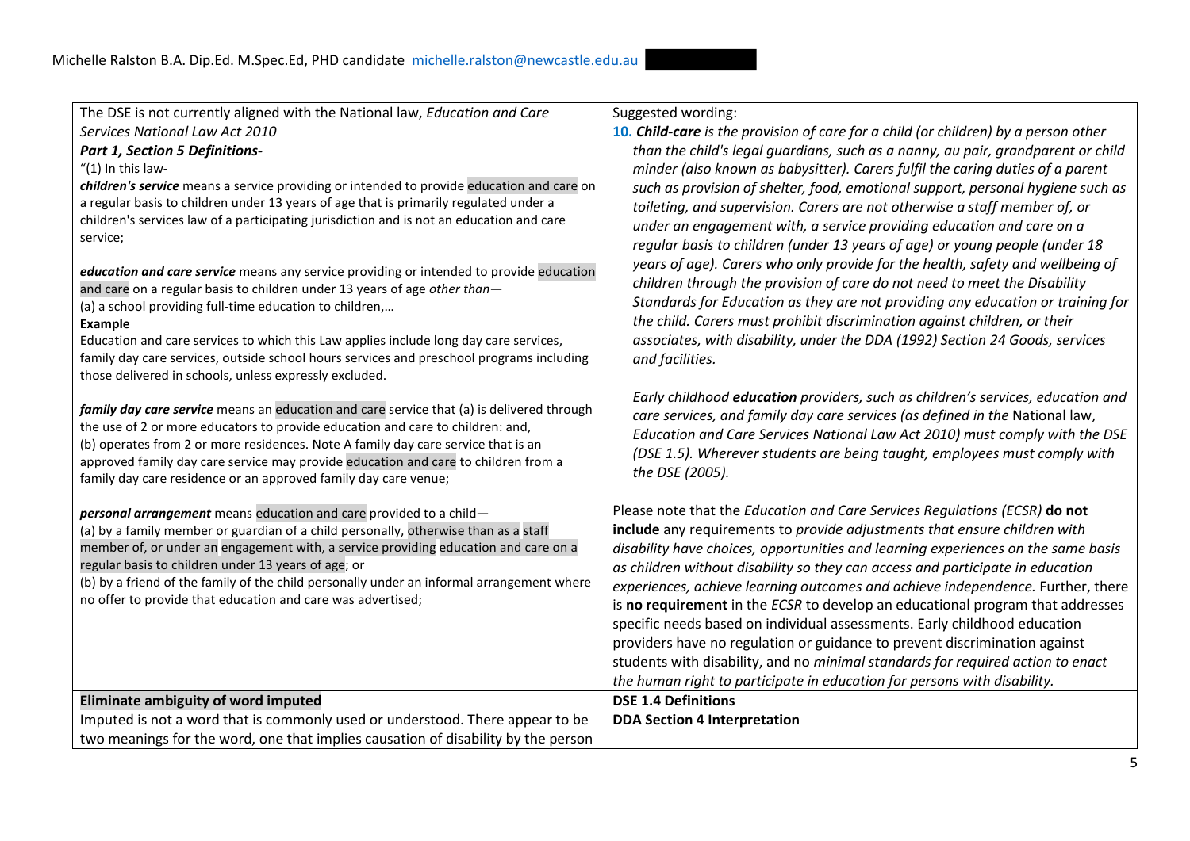| | |
|---|---|
| The DSE is not currently aligned with the National law, *Education and Care Services National Law Act 2010*<br>***Part 1, Section 5 Definitions-***<br>"(1) In this law-<br>***children's service*** means a service providing or intended to provide education and care on a regular basis to children under 13 years of age that is primarily regulated under a children's services law of a participating jurisdiction and is not an education and care service;<br><br>***education and care service*** means any service providing or intended to provide education and care on a regular basis to children under 13 years of age *other than*—<br>(a) a school providing full-time education to children,…<br>**Example**<br>Education and care services to which this Law applies include long day care services, family day care services, outside school hours services and preschool programs including those delivered in schools, unless expressly excluded.<br><br>***family day care service*** means an education and care service that (a) is delivered through the use of 2 or more educators to provide education and care to children: and, (b) operates from 2 or more residences. Note A family day care service that is an approved family day care service may provide education and care to children from a family day care residence or an approved family day care venue;<br><br>***personal arrangement*** means education and care provided to a child—<br>(a) by a family member or guardian of a child personally, otherwise than as a staff member of, or under an engagement with, a service providing education and care on a regular basis to children under 13 years of age; or<br>(b) by a friend of the family of the child personally under an informal arrangement where no offer to provide that education and care was advertised; | Suggested wording:<br>**10.** ***Child-care*** *is the provision of care for a child (or children) by a person other than the child's legal guardians, such as a nanny, au pair, grandparent or child minder (also known as babysitter). Carers fulfil the caring duties of a parent such as provision of shelter, food, emotional support, personal hygiene such as toileting, and supervision. Carers are not otherwise a staff member of, or under an engagement with, a service providing education and care on a regular basis to children (under 13 years of age) or young people (under 18 years of age). Carers who only provide for the health, safety and wellbeing of children through the provision of care do not need to meet the Disability Standards for Education as they are not providing any education or training for the child. Carers must prohibit discrimination against children, or their associates, with disability, under the DDA (1992) Section 24 Goods, services and facilities.*<br><br>*Early childhood* ***education*** *providers, such as children's services, education and care services, and family day care services (as defined in the* National law, *Education and Care Services National Law Act 2010) must comply with the DSE (DSE 1.5). Wherever students are being taught, employees must comply with the DSE (2005).*<br><br>Please note that the *Education and Care Services Regulations (ECSR)* **do not include** any requirements to *provide adjustments that ensure children with disability have choices, opportunities and learning experiences on the same basis as children without disability so they can access and participate in education experiences, achieve learning outcomes and achieve independence.* Further, there is **no requirement** in the *ECSR* to develop an educational program that addresses specific needs based on individual assessments. Early childhood education providers have no regulation or guidance to prevent discrimination against students with disability, and no *minimal standards for required action to enact the human right to participate in education for persons with disability.* |
| **Eliminate ambiguity of word imputed**<br>Imputed is not a word that is commonly used or understood. There appear to be two meanings for the word, one that implies causation of disability by the person | **DSE 1.4 Definitions**<br>**DDA Section 4 Interpretation** |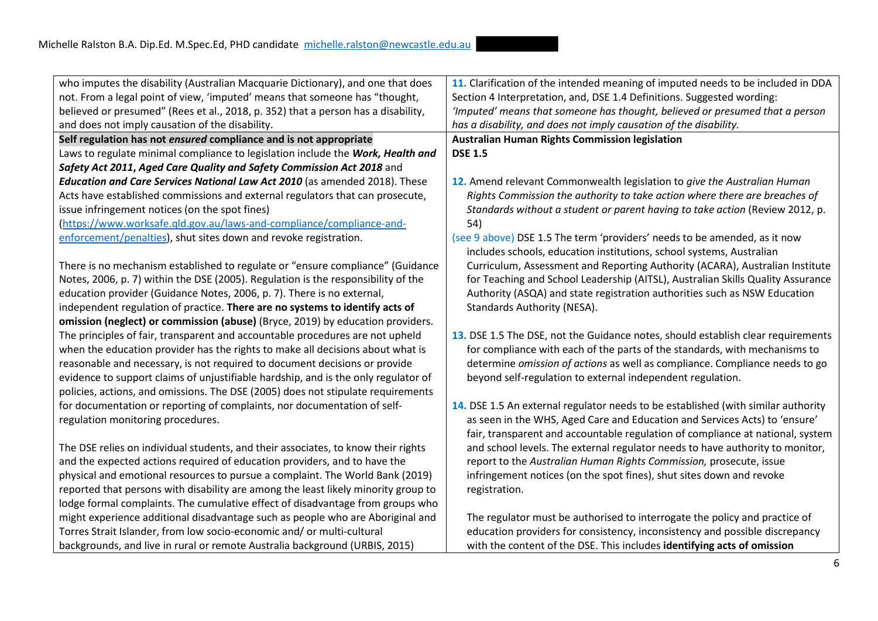| | |
|---|---|
| who imputes the disability (Australian Macquarie Dictionary), and one that does not. From a legal point of view, 'imputed' means that someone has "thought, believed or presumed" (Rees et al., 2018, p. 352) that a person has a disability, and does not imply causation of the disability. | **11.** Clarification of the intended meaning of imputed needs to be included in DDA Section 4 Interpretation, and, DSE 1.4 Definitions. Suggested wording: *'Imputed' means that someone has thought, believed or presumed that a person has a disability, and does not imply causation of the disability.* |
| **Self regulation has not *ensured* compliance and is not appropriate**<br>Laws to regulate minimal compliance to legislation include the ***Work, Health and Safety Act 2011, Aged Care Quality and Safety Commission Act 2018*** and ***Education and Care Services National Law Act 2010*** (as amended 2018). These Acts have established commissions and external regulators that can prosecute, issue infringement notices (on the spot fines) (https://www.worksafe.qld.gov.au/laws-and-compliance/compliance-and-enforcement/penalties), shut sites down and revoke registration.<br><br>There is no mechanism established to regulate or "ensure compliance" (Guidance Notes, 2006, p. 7) within the DSE (2005). Regulation is the responsibility of the education provider (Guidance Notes, 2006, p. 7). There is no external, independent regulation of practice. **There are no systems to identify acts of omission (neglect) or commission (abuse)** (Bryce, 2019) by education providers. The principles of fair, transparent and accountable procedures are not upheld when the education provider has the rights to make all decisions about what is reasonable and necessary, is not required to document decisions or provide evidence to support claims of unjustifiable hardship, and is the only regulator of policies, actions, and omissions. The DSE (2005) does not stipulate requirements for documentation or reporting of complaints, nor documentation of self-regulation monitoring procedures.<br><br>The DSE relies on individual students, and their associates, to know their rights and the expected actions required of education providers, and to have the physical and emotional resources to pursue a complaint. The World Bank (2019) reported that persons with disability are among the least likely minority group to lodge formal complaints. The cumulative effect of disadvantage from groups who might experience additional disadvantage such as people who are Aboriginal and Torres Strait Islander, from low socio-economic and/ or multi-cultural backgrounds, and live in rural or remote Australia background (URBIS, 2015) | **Australian Human Rights Commission legislation**<br>**DSE 1.5**<br><br>**12.** Amend relevant Commonwealth legislation to *give the Australian Human Rights Commission the authority to take action where there are breaches of Standards without a student or parent having to take action* (Review 2012, p. 54)<br>(see 9 above) DSE 1.5 The term 'providers' needs to be amended, as it now includes schools, education institutions, school systems, Australian Curriculum, Assessment and Reporting Authority (ACARA), Australian Institute for Teaching and School Leadership (AITSL), Australian Skills Quality Assurance Authority (ASQA) and state registration authorities such as NSW Education Standards Authority (NESA).<br><br>**13.** DSE 1.5 The DSE, not the Guidance notes, should establish clear requirements for compliance with each of the parts of the standards, with mechanisms to determine *omission of actions* as well as compliance. Compliance needs to go beyond self-regulation to external independent regulation.<br><br>**14.** DSE 1.5 An external regulator needs to be established (with similar authority as seen in the WHS, Aged Care and Education and Services Acts) to 'ensure' fair, transparent and accountable regulation of compliance at national, system and school levels. The external regulator needs to have authority to monitor, report to the *Australian Human Rights Commission,* prosecute, issue infringement notices (on the spot fines), shut sites down and revoke registration.<br><br>The regulator must be authorised to interrogate the policy and practice of education providers for consistency, inconsistency and possible discrepancy with the content of the DSE. This includes **identifying acts of omission** |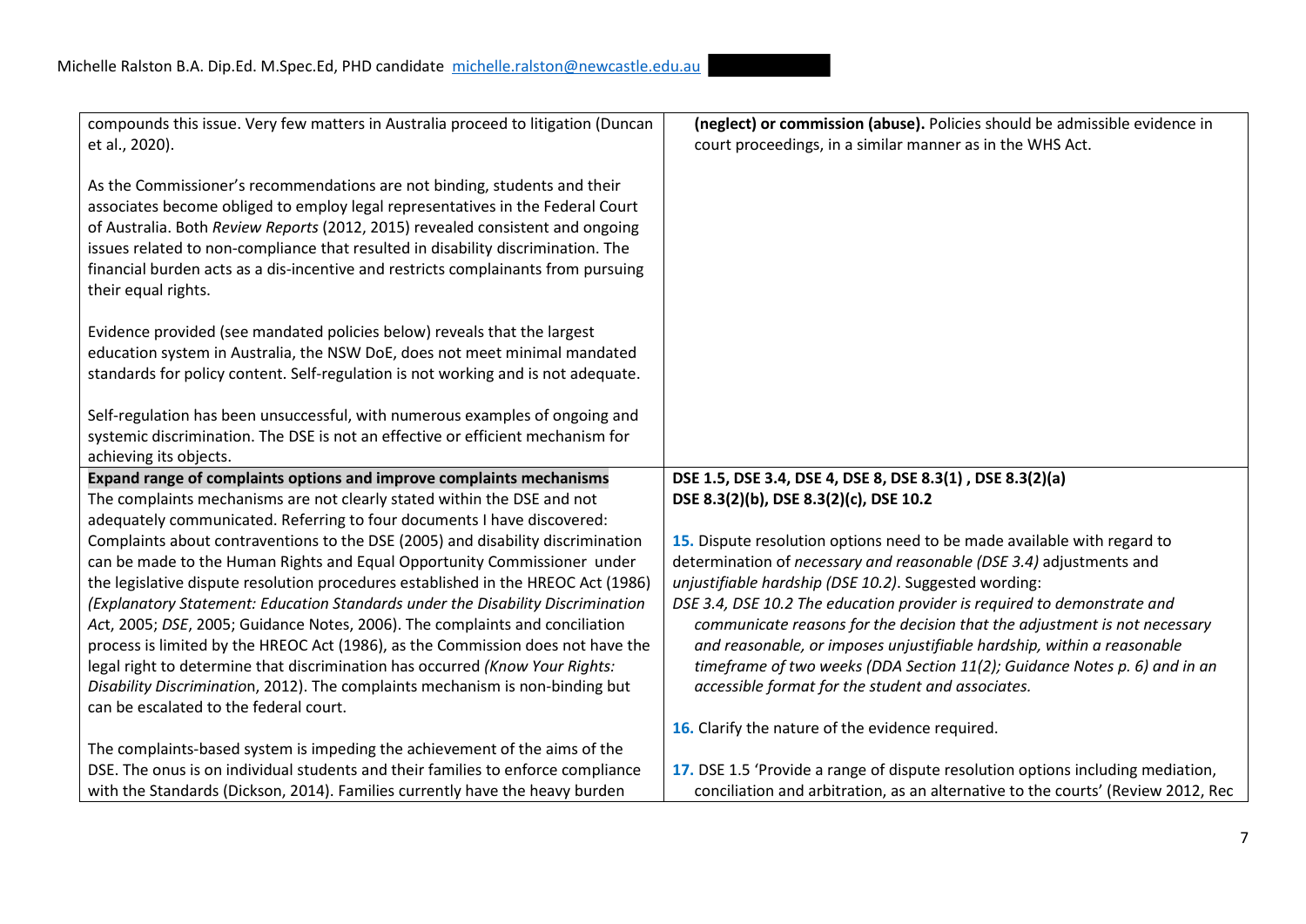| | |
|---|---|
| compounds this issue. Very few matters in Australia proceed to litigation (Duncan et al., 2020).<br><br>As the Commissioner's recommendations are not binding, students and their associates become obliged to employ legal representatives in the Federal Court of Australia. Both *Review Reports* (2012, 2015) revealed consistent and ongoing issues related to non-compliance that resulted in disability discrimination. The financial burden acts as a dis-incentive and restricts complainants from pursuing their equal rights.<br><br>Evidence provided (see mandated policies below) reveals that the largest education system in Australia, the NSW DoE, does not meet minimal mandated standards for policy content. Self-regulation is not working and is not adequate.<br><br>Self-regulation has been unsuccessful, with numerous examples of ongoing and systemic discrimination. The DSE is not an effective or efficient mechanism for achieving its objects. | **(neglect) or commission (abuse).** Policies should be admissible evidence in court proceedings, in a similar manner as in the WHS Act. |
| **Expand range of complaints options and improve complaints mechanisms**<br>The complaints mechanisms are not clearly stated within the DSE and not adequately communicated. Referring to four documents I have discovered: Complaints about contraventions to the DSE (2005) and disability discrimination can be made to the Human Rights and Equal Opportunity Commissioner under the legislative dispute resolution procedures established in the HREOC Act (1986) *(Explanatory Statement: Education Standards under the Disability Discrimination Act*, 2005; *DSE*, 2005; Guidance Notes, 2006). The complaints and conciliation process is limited by the HREOC Act (1986), as the Commission does not have the legal right to determine that discrimination has occurred *(Know Your Rights: Disability Discrimination*, 2012). The complaints mechanism is non-binding but can be escalated to the federal court.<br><br>The complaints-based system is impeding the achievement of the aims of the DSE. The onus is on individual students and their families to enforce compliance with the Standards (Dickson, 2014). Families currently have the heavy burden | **DSE 1.5, DSE 3.4, DSE 4, DSE 8, DSE 8.3(1) , DSE 8.3(2)(a) DSE 8.3(2)(b), DSE 8.3(2)(c), DSE 10.2**<br><br>**15.** Dispute resolution options need to be made available with regard to determination of *necessary and reasonable (DSE 3.4)* adjustments and *unjustifiable hardship (DSE 10.2)*. Suggested wording:<br>*DSE 3.4, DSE 10.2 The education provider is required to demonstrate and communicate reasons for the decision that the adjustment is not necessary and reasonable, or imposes unjustifiable hardship, within a reasonable timeframe of two weeks (DDA Section 11(2); Guidance Notes p. 6) and in an accessible format for the student and associates.*<br><br>**16.** Clarify the nature of the evidence required.<br><br>**17.** DSE 1.5 'Provide a range of dispute resolution options including mediation, conciliation and arbitration, as an alternative to the courts' (Review 2012, Rec |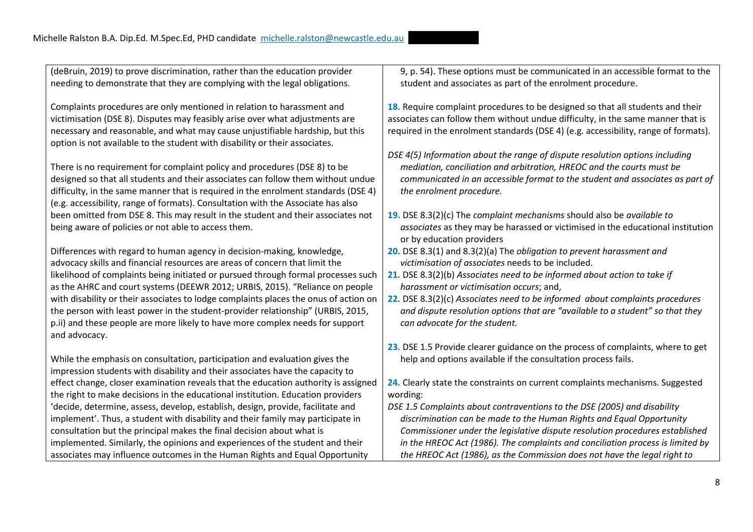| | |
|---|---|
| (deBruin, 2019) to prove discrimination, rather than the education provider needing to demonstrate that they are complying with the legal obligations.<br><br>Complaints procedures are only mentioned in relation to harassment and victimisation (DSE 8). Disputes may feasibly arise over what adjustments are necessary and reasonable, and what may cause unjustifiable hardship, but this option is not available to the student with disability or their associates.<br><br>There is no requirement for complaint policy and procedures (DSE 8) to be designed so that all students and their associates can follow them without undue difficulty, in the same manner that is required in the enrolment standards (DSE 4) (e.g. accessibility, range of formats). Consultation with the Associate has also been omitted from DSE 8. This may result in the student and their associates not being aware of policies or not able to access them.<br><br>Differences with regard to human agency in decision-making, knowledge, advocacy skills and financial resources are areas of concern that limit the likelihood of complaints being initiated or pursued through formal processes such as the AHRC and court systems (DEEWR 2012; URBIS, 2015). "Reliance on people with disability or their associates to lodge complaints places the onus of action on the person with least power in the student-provider relationship" (URBIS, 2015, p.ii) and these people are more likely to have more complex needs for support and advocacy.<br><br>While the emphasis on consultation, participation and evaluation gives the impression students with disability and their associates have the capacity to effect change, closer examination reveals that the education authority is assigned the right to make decisions in the educational institution. Education providers 'decide, determine, assess, develop, establish, design, provide, facilitate and implement'. Thus, a student with disability and their family may participate in consultation but the principal makes the final decision about what is implemented. Similarly, the opinions and experiences of the student and their associates may influence outcomes in the Human Rights and Equal Opportunity | 9, p. 54). These options must be communicated in an accessible format to the student and associates as part of the enrolment procedure.<br><br>**18.** Require complaint procedures to be designed so that all students and their associates can follow them without undue difficulty, in the same manner that is required in the enrolment standards (DSE 4) (e.g. accessibility, range of formats).<br><br>*DSE 4(5) Information about the range of dispute resolution options including mediation, conciliation and arbitration, HREOC and the courts must be communicated in an accessible format to the student and associates as part of the enrolment procedure.*<br><br>**19.** DSE 8.3(2)(c) The *complaint mechanisms* should also be *available to associates* as they may be harassed or victimised in the educational institution or by education providers<br>**20.** DSE 8.3(1) and 8.3(2)(a) The *obligation to prevent harassment and victimisation of associates* needs to be included.<br>**21.** DSE 8.3(2)(b) *Associates need to be informed about action to take if harassment or victimisation occurs*; and,<br>**22.** DSE 8.3(2)(c) *Associates need to be informed about complaints procedures and dispute resolution options that are "available to a student" so that they can advocate for the student.*<br><br>**23.** DSE 1.5 Provide clearer guidance on the process of complaints, where to get help and options available if the consultation process fails.<br><br>**24.** Clearly state the constraints on current complaints mechanisms. Suggested wording:<br>*DSE 1.5 Complaints about contraventions to the DSE (2005) and disability discrimination can be made to the Human Rights and Equal Opportunity Commissioner under the legislative dispute resolution procedures established in the HREOC Act (1986). The complaints and conciliation process is limited by the HREOC Act (1986), as the Commission does not have the legal right to* |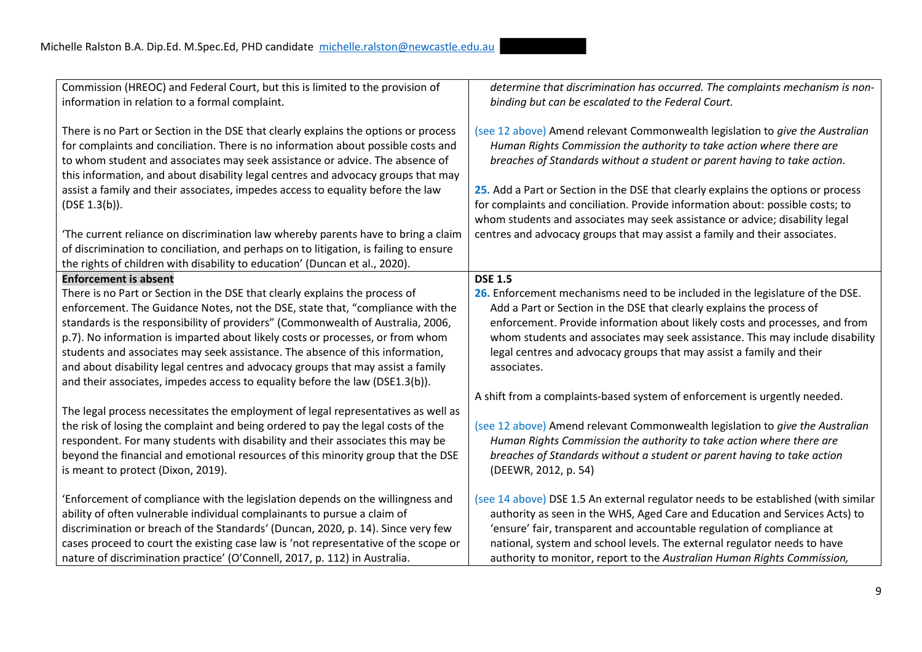| | |
|---|---|
| Commission (HREOC) and Federal Court, but this is limited to the provision of information in relation to a formal complaint.<br><br>There is no Part or Section in the DSE that clearly explains the options or process for complaints and conciliation. There is no information about possible costs and to whom student and associates may seek assistance or advice. The absence of this information, and about disability legal centres and advocacy groups that may assist a family and their associates, impedes access to equality before the law (DSE 1.3(b)).<br><br>'The current reliance on discrimination law whereby parents have to bring a claim of discrimination to conciliation, and perhaps on to litigation, is failing to ensure the rights of children with disability to education' (Duncan et al., 2020). | *determine that discrimination has occurred. The complaints mechanism is non-binding but can be escalated to the Federal Court.*<br><br>(see 12 above) Amend relevant Commonwealth legislation to *give the Australian Human Rights Commission the authority to take action where there are breaches of Standards without a student or parent having to take action*.<br><br>**25.** Add a Part or Section in the DSE that clearly explains the options or process for complaints and conciliation. Provide information about: possible costs; to whom students and associates may seek assistance or advice; disability legal centres and advocacy groups that may assist a family and their associates. |
| **Enforcement is absent**<br>There is no Part or Section in the DSE that clearly explains the process of enforcement. The Guidance Notes, not the DSE, state that, "compliance with the standards is the responsibility of providers" (Commonwealth of Australia, 2006, p.7). No information is imparted about likely costs or processes, or from whom students and associates may seek assistance. The absence of this information, and about disability legal centres and advocacy groups that may assist a family and their associates, impedes access to equality before the law (DSE1.3(b)).<br><br>The legal process necessitates the employment of legal representatives as well as the risk of losing the complaint and being ordered to pay the legal costs of the respondent. For many students with disability and their associates this may be beyond the financial and emotional resources of this minority group that the DSE is meant to protect (Dixon, 2019).<br><br>'Enforcement of compliance with the legislation depends on the willingness and ability of often vulnerable individual complainants to pursue a claim of discrimination or breach of the Standards' (Duncan, 2020, p. 14). Since very few cases proceed to court the existing case law is 'not representative of the scope or nature of discrimination practice' (O'Connell, 2017, p. 112) in Australia. | **DSE 1.5**<br>**26.** Enforcement mechanisms need to be included in the legislature of the DSE. Add a Part or Section in the DSE that clearly explains the process of enforcement. Provide information about likely costs and processes, and from whom students and associates may seek assistance. This may include disability legal centres and advocacy groups that may assist a family and their associates.<br><br>A shift from a complaints-based system of enforcement is urgently needed.<br><br>(see 12 above) Amend relevant Commonwealth legislation to *give the Australian Human Rights Commission the authority to take action where there are breaches of Standards without a student or parent having to take action* (DEEWR, 2012, p. 54)<br><br>(see 14 above) DSE 1.5 An external regulator needs to be established (with similar authority as seen in the WHS, Aged Care and Education and Services Acts) to 'ensure' fair, transparent and accountable regulation of compliance at national, system and school levels. The external regulator needs to have authority to monitor, report to the *Australian Human Rights Commission,* |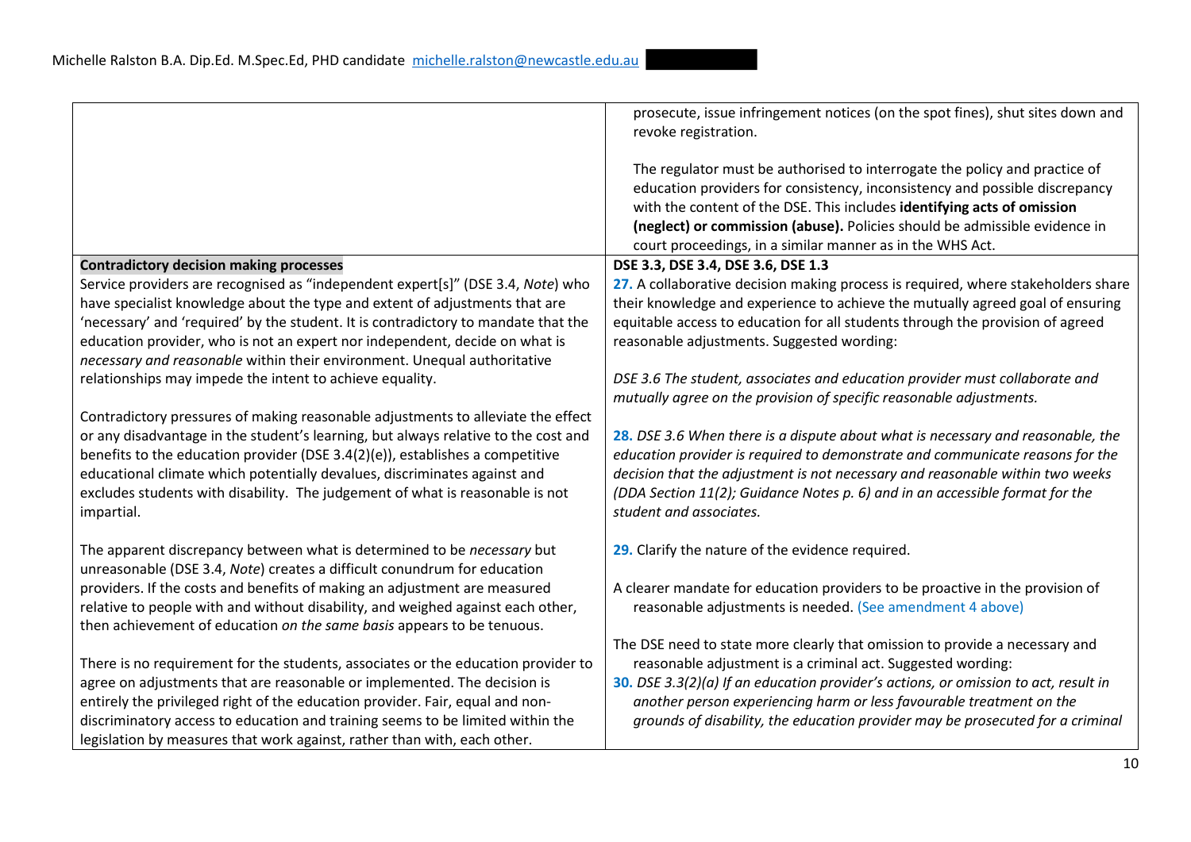| | |
|---|---|
| | prosecute, issue infringement notices (on the spot fines), shut sites down and revoke registration.<br><br>The regulator must be authorised to interrogate the policy and practice of education providers for consistency, inconsistency and possible discrepancy with the content of the DSE. This includes **identifying acts of omission (neglect) or commission (abuse).** Policies should be admissible evidence in court proceedings, in a similar manner as in the WHS Act. |
| **Contradictory decision making processes**<br>Service providers are recognised as "independent expert[s]" (DSE 3.4, *Note*) who have specialist knowledge about the type and extent of adjustments that are 'necessary' and 'required' by the student. It is contradictory to mandate that the education provider, who is not an expert nor independent, decide on what is *necessary and reasonable* within their environment. Unequal authoritative relationships may impede the intent to achieve equality.<br><br>Contradictory pressures of making reasonable adjustments to alleviate the effect or any disadvantage in the student's learning, but always relative to the cost and benefits to the education provider (DSE 3.4(2)(e)), establishes a competitive educational climate which potentially devalues, discriminates against and excludes students with disability. The judgement of what is reasonable is not impartial.<br><br>The apparent discrepancy between what is determined to be *necessary* but unreasonable (DSE 3.4, *Note*) creates a difficult conundrum for education providers. If the costs and benefits of making an adjustment are measured relative to people with and without disability, and weighed against each other, then achievement of education *on the same basis* appears to be tenuous.<br><br>There is no requirement for the students, associates or the education provider to agree on adjustments that are reasonable or implemented. The decision is entirely the privileged right of the education provider. Fair, equal and non-discriminatory access to education and training seems to be limited within the legislation by measures that work against, rather than with, each other. | **DSE 3.3, DSE 3.4, DSE 3.6, DSE 1.3**<br>**27.** A collaborative decision making process is required, where stakeholders share their knowledge and experience to achieve the mutually agreed goal of ensuring equitable access to education for all students through the provision of agreed reasonable adjustments. Suggested wording:<br><br>*DSE 3.6 The student, associates and education provider must collaborate and mutually agree on the provision of specific reasonable adjustments.*<br><br>**28.** *DSE 3.6 When there is a dispute about what is necessary and reasonable, the education provider is required to demonstrate and communicate reasons for the decision that the adjustment is not necessary and reasonable within two weeks (DDA Section 11(2); Guidance Notes p. 6) and in an accessible format for the student and associates.*<br><br>**29.** Clarify the nature of the evidence required.<br><br>A clearer mandate for education providers to be proactive in the provision of reasonable adjustments is needed. (See amendment 4 above)<br><br>The DSE need to state more clearly that omission to provide a necessary and reasonable adjustment is a criminal act. Suggested wording:<br>**30.** *DSE 3.3(2)(a) If an education provider's actions, or omission to act, result in another person experiencing harm or less favourable treatment on the grounds of disability, the education provider may be prosecuted for a criminal* |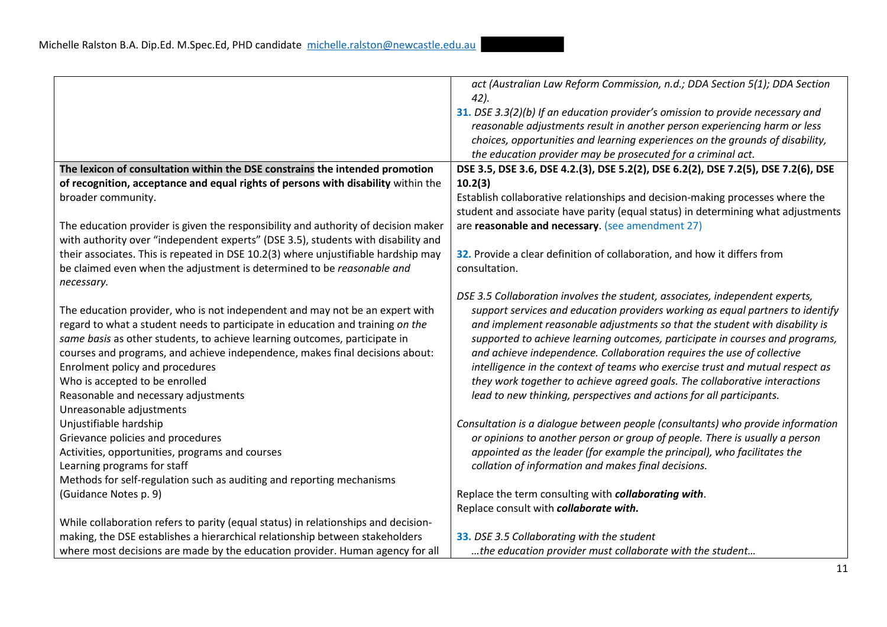| | |
|---|---|
| | *act (Australian Law Reform Commission, n.d.; DDA Section 5(1); DDA Section 42).*<br><br>**31.** *DSE 3.3(2)(b) If an education provider's omission to provide necessary and reasonable adjustments result in another person experiencing harm or less choices, opportunities and learning experiences on the grounds of disability, the education provider may be prosecuted for a criminal act.* |
| **The lexicon of consultation within the DSE constrains the intended promotion of recognition, acceptance and equal rights of persons with disability** within the broader community.<br><br>The education provider is given the responsibility and authority of decision maker with authority over "independent experts" (DSE 3.5), students with disability and their associates. This is repeated in DSE 10.2(3) where unjustifiable hardship may be claimed even when the adjustment is determined to be *reasonable and necessary.*<br><br>The education provider, who is not independent and may not be an expert with regard to what a student needs to participate in education and training *on the same basis* as other students, to achieve learning outcomes, participate in courses and programs, and achieve independence, makes final decisions about:<br>Enrolment policy and procedures<br>Who is accepted to be enrolled<br>Reasonable and necessary adjustments<br>Unreasonable adjustments<br>Unjustifiable hardship<br>Grievance policies and procedures<br>Activities, opportunities, programs and courses<br>Learning programs for staff<br>Methods for self-regulation such as auditing and reporting mechanisms<br>(Guidance Notes p. 9)<br><br>While collaboration refers to parity (equal status) in relationships and decision-making, the DSE establishes a hierarchical relationship between stakeholders where most decisions are made by the education provider. Human agency for all | **DSE 3.5, DSE 3.6, DSE 4.2.(3), DSE 5.2(2), DSE 6.2(2), DSE 7.2(5), DSE 7.2(6), DSE 10.2(3)**<br>Establish collaborative relationships and decision-making processes where the student and associate have parity (equal status) in determining what adjustments are **reasonable and necessary**. (see amendment 27)<br><br>**32.** Provide a clear definition of collaboration, and how it differs from consultation.<br><br>*DSE 3.5 Collaboration involves the student, associates, independent experts, support services and education providers working as equal partners to identify and implement reasonable adjustments so that the student with disability is supported to achieve learning outcomes, participate in courses and programs, and achieve independence. Collaboration requires the use of collective intelligence in the context of teams who exercise trust and mutual respect as they work together to achieve agreed goals. The collaborative interactions lead to new thinking, perspectives and actions for all participants.*<br><br>*Consultation is a dialogue between people (consultants) who provide information or opinions to another person or group of people. There is usually a person appointed as the leader (for example the principal), who facilitates the collation of information and makes final decisions.*<br><br>Replace the term consulting with ***collaborating with***.<br>Replace consult with ***collaborate with.***<br><br>**33.** *DSE 3.5 Collaborating with the student*<br>*…the education provider must collaborate with the student…* |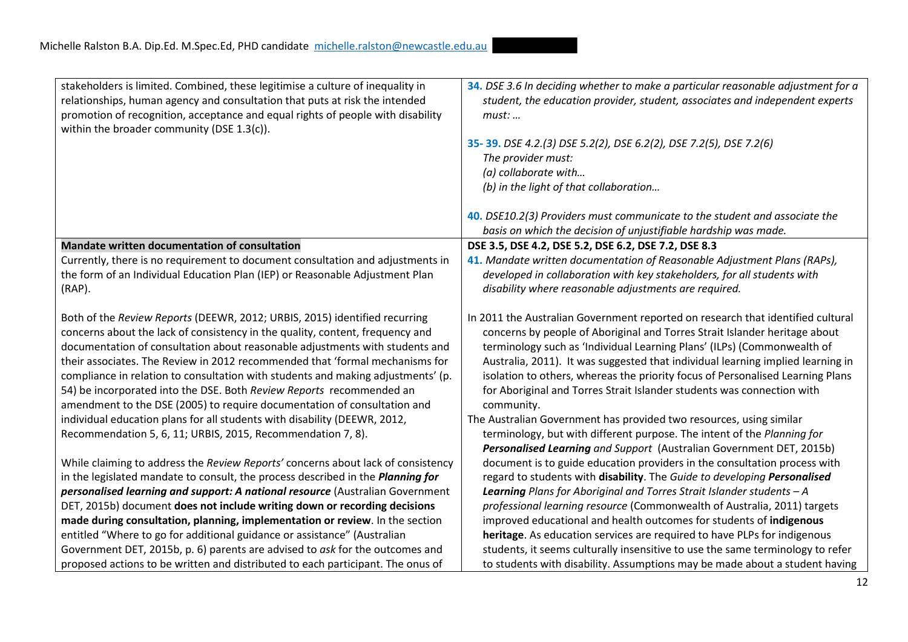| | |
|---|---|
| stakeholders is limited. Combined, these legitimise a culture of inequality in relationships, human agency and consultation that puts at risk the intended promotion of recognition, acceptance and equal rights of people with disability within the broader community (DSE 1.3(c)). | **34.** *DSE 3.6 In deciding whether to make a particular reasonable adjustment for a student, the education provider, student, associates and independent experts must: …*<br><br>**35- 39.** *DSE 4.2.(3) DSE 5.2(2), DSE 6.2(2), DSE 7.2(5), DSE 7.2(6) The provider must: (a) collaborate with… (b) in the light of that collaboration…*<br><br>**40.** *DSE10.2(3) Providers must communicate to the student and associate the basis on which the decision of unjustifiable hardship was made.* |
| **Mandate written documentation of consultation**<br>Currently, there is no requirement to document consultation and adjustments in the form of an Individual Education Plan (IEP) or Reasonable Adjustment Plan (RAP).<br><br>Both of the *Review Reports* (DEEWR, 2012; URBIS, 2015) identified recurring concerns about the lack of consistency in the quality, content, frequency and documentation of consultation about reasonable adjustments with students and their associates. The Review in 2012 recommended that 'formal mechanisms for compliance in relation to consultation with students and making adjustments' (p. 54) be incorporated into the DSE. Both *Review Reports* recommended an amendment to the DSE (2005) to require documentation of consultation and individual education plans for all students with disability (DEEWR, 2012, Recommendation 5, 6, 11; URBIS, 2015, Recommendation 7, 8).<br><br>While claiming to address the *Review Reports'* concerns about lack of consistency in the legislated mandate to consult, the process described in the ***Planning for personalised learning and support: A national resource*** (Australian Government DET, 2015b) document **does not include writing down or recording decisions made during consultation, planning, implementation or review**. In the section entitled "Where to go for additional guidance or assistance" (Australian Government DET, 2015b, p. 6) parents are advised to *ask* for the outcomes and proposed actions to be written and distributed to each participant. The onus of | **DSE 3.5, DSE 4.2, DSE 5.2, DSE 6.2, DSE 7.2, DSE 8.3**<br>**41.** *Mandate written documentation of Reasonable Adjustment Plans (RAPs), developed in collaboration with key stakeholders, for all students with disability where reasonable adjustments are required.*<br><br>In 2011 the Australian Government reported on research that identified cultural concerns by people of Aboriginal and Torres Strait Islander heritage about terminology such as 'Individual Learning Plans' (ILPs) (Commonwealth of Australia, 2011). It was suggested that individual learning implied learning in isolation to others, whereas the priority focus of Personalised Learning Plans for Aboriginal and Torres Strait Islander students was connection with community.<br>The Australian Government has provided two resources, using similar terminology, but with different purpose. The intent of the *Planning for* ***Personalised Learning*** *and Support* (Australian Government DET, 2015b) document is to guide education providers in the consultation process with regard to students with **disability**. The *Guide to developing* ***Personalised Learning*** *Plans for Aboriginal and Torres Strait Islander students – A professional learning resource* (Commonwealth of Australia, 2011) targets improved educational and health outcomes for students of **indigenous heritage**. As education services are required to have PLPs for indigenous students, it seems culturally insensitive to use the same terminology to refer to students with disability. Assumptions may be made about a student having |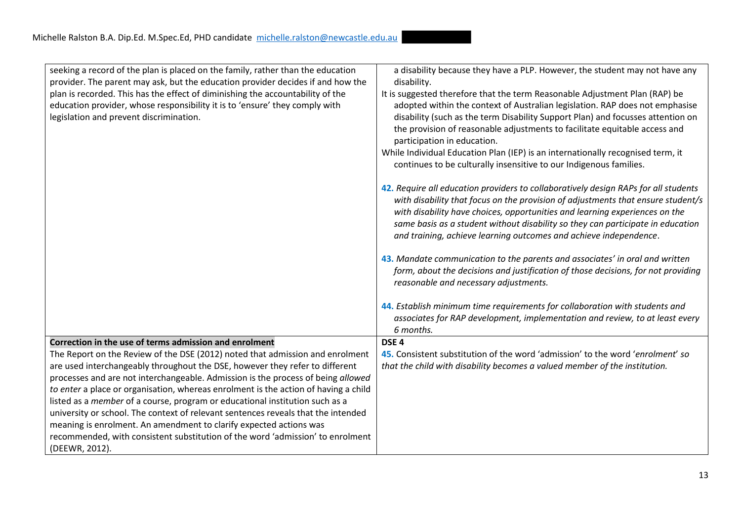| | |
|---|---|
| seeking a record of the plan is placed on the family, rather than the education provider. The parent may ask, but the education provider decides if and how the plan is recorded. This has the effect of diminishing the accountability of the education provider, whose responsibility it is to 'ensure' they comply with legislation and prevent discrimination. | a disability because they have a PLP. However, the student may not have any disability.<br>It is suggested therefore that the term Reasonable Adjustment Plan (RAP) be adopted within the context of Australian legislation. RAP does not emphasise disability (such as the term Disability Support Plan) and focusses attention on the provision of reasonable adjustments to facilitate equitable access and participation in education.<br>While Individual Education Plan (IEP) is an internationally recognised term, it continues to be culturally insensitive to our Indigenous families.<br><br>**42.** *Require all education providers to collaboratively design RAPs for all students with disability that focus on the provision of adjustments that ensure student/s with disability have choices, opportunities and learning experiences on the same basis as a student without disability so they can participate in education and training, achieve learning outcomes and achieve independence*.<br><br>**43.** *Mandate communication to the parents and associates' in oral and written form, about the decisions and justification of those decisions, for not providing reasonable and necessary adjustments.*<br><br>**44.** *Establish minimum time requirements for collaboration with students and associates for RAP development, implementation and review, to at least every 6 months.* |
| **Correction in the use of terms admission and enrolment**<br>The Report on the Review of the DSE (2012) noted that admission and enrolment are used interchangeably throughout the DSE, however they refer to different processes and are not interchangeable. Admission is the process of being *allowed to enter* a place or organisation, whereas enrolment is the action of having a child listed as a *member* of a course, program or educational institution such as a university or school. The context of relevant sentences reveals that the intended meaning is enrolment. An amendment to clarify expected actions was recommended, with consistent substitution of the word 'admission' to enrolment (DEEWR, 2012). | **DSE 4**<br>**45.** Consistent substitution of the word 'admission' to the word '*enrolment*' *so that the child with disability becomes a valued member of the institution.* |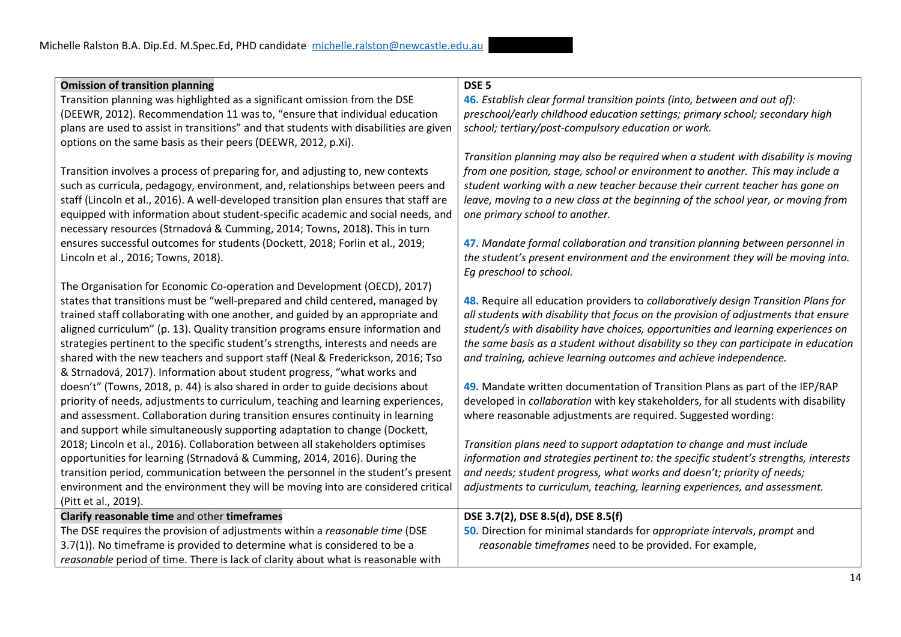Michelle Ralston B.A. Dip.Ed. M.Spec.Ed, PHD candidate michelle.ralston@newcastle.edu.au

| | |
|---|---|
| **Omission of transition planning**<br>Transition planning was highlighted as a significant omission from the DSE (DEEWR, 2012). Recommendation 11 was to, "ensure that individual education plans are used to assist in transitions" and that students with disabilities are given options on the same basis as their peers (DEEWR, 2012, p.Xi).<br><br>Transition involves a process of preparing for, and adjusting to, new contexts such as curricula, pedagogy, environment, and, relationships between peers and staff (Lincoln et al., 2016). A well-developed transition plan ensures that staff are equipped with information about student-specific academic and social needs, and necessary resources (Strnadová & Cumming, 2014; Towns, 2018). This in turn ensures successful outcomes for students (Dockett, 2018; Forlin et al., 2019; Lincoln et al., 2016; Towns, 2018).<br><br>The Organisation for Economic Co-operation and Development (OECD), 2017) states that transitions must be "well-prepared and child centered, managed by trained staff collaborating with one another, and guided by an appropriate and aligned curriculum" (p. 13). Quality transition programs ensure information and strategies pertinent to the specific student's strengths, interests and needs are shared with the new teachers and support staff (Neal & Frederickson, 2016; Tso & Strnadová, 2017). Information about student progress, "what works and doesn't" (Towns, 2018, p. 44) is also shared in order to guide decisions about priority of needs, adjustments to curriculum, teaching and learning experiences, and assessment. Collaboration during transition ensures continuity in learning and support while simultaneously supporting adaptation to change (Dockett, 2018; Lincoln et al., 2016). Collaboration between all stakeholders optimises opportunities for learning (Strnadová & Cumming, 2014, 2016). During the transition period, communication between the personnel in the student's present environment and the environment they will be moving into are considered critical (Pitt et al., 2019). | **DSE 5**<br>**46.** *Establish clear formal transition points (into, between and out of): preschool/early childhood education settings; primary school; secondary high school; tertiary/post-compulsory education or work.*<br><br>*Transition planning may also be required when a student with disability is moving from one position, stage, school or environment to another. This may include a student working with a new teacher because their current teacher has gone on leave, moving to a new class at the beginning of the school year, or moving from one primary school to another.*<br><br>**47.** *Mandate formal collaboration and transition planning between personnel in the student's present environment and the environment they will be moving into. Eg preschool to school.*<br><br>**48.** Require all education providers to *collaboratively design Transition Plans for all students with disability that focus on the provision of adjustments that ensure student/s with disability have choices, opportunities and learning experiences on the same basis as a student without disability so they can participate in education and training, achieve learning outcomes and achieve independence.*<br><br>**49.** Mandate written documentation of Transition Plans as part of the IEP/RAP developed in *collaboration* with key stakeholders, for all students with disability where reasonable adjustments are required. Suggested wording:<br><br>*Transition plans need to support adaptation to change and must include information and strategies pertinent to: the specific student's strengths, interests and needs; student progress, what works and doesn't; priority of needs; adjustments to curriculum, teaching, learning experiences, and assessment.* |
| **Clarify reasonable time** and other **timeframes**<br>The DSE requires the provision of adjustments within a *reasonable time* (DSE 3.7(1)). No timeframe is provided to determine what is considered to be a *reasonable* period of time. There is lack of clarity about what is reasonable with | **DSE 3.7(2), DSE 8.5(d), DSE 8.5(f)**<br>**50.** Direction for minimal standards for *appropriate intervals*, *prompt* and *reasonable timeframes* need to be provided. For example, |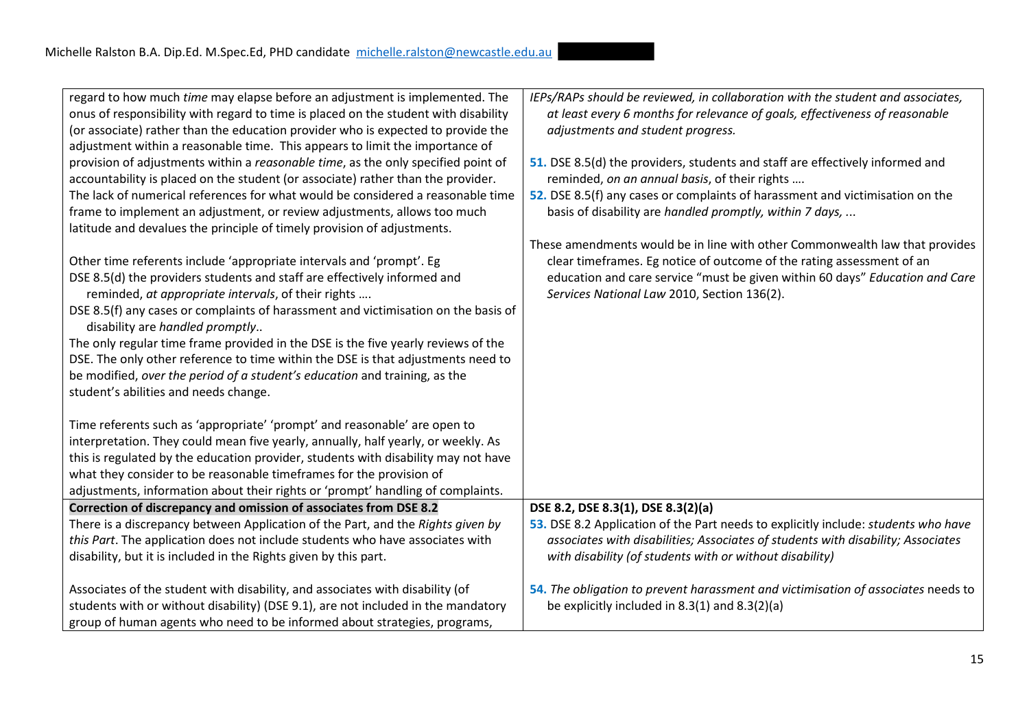| | |
|---|---|
| regard to how much *time* may elapse before an adjustment is implemented. The onus of responsibility with regard to time is placed on the student with disability (or associate) rather than the education provider who is expected to provide the adjustment within a reasonable time. This appears to limit the importance of provision of adjustments within a *reasonable time*, as the only specified point of accountability is placed on the student (or associate) rather than the provider. The lack of numerical references for what would be considered a reasonable time frame to implement an adjustment, or review adjustments, allows too much latitude and devalues the principle of timely provision of adjustments.<br><br>Other time referents include 'appropriate intervals and 'prompt'. Eg<br>DSE 8.5(d) the providers students and staff are effectively informed and reminded, *at appropriate intervals*, of their rights ….<br>DSE 8.5(f) any cases or complaints of harassment and victimisation on the basis of disability are *handled promptly*..<br>The only regular time frame provided in the DSE is the five yearly reviews of the DSE. The only other reference to time within the DSE is that adjustments need to be modified, *over the period of a student's education* and training, as the student's abilities and needs change.<br><br>Time referents such as 'appropriate' 'prompt' and reasonable' are open to interpretation. They could mean five yearly, annually, half yearly, or weekly. As this is regulated by the education provider, students with disability may not have what they consider to be reasonable timeframes for the provision of adjustments, information about their rights or 'prompt' handling of complaints. | *IEPs/RAPs should be reviewed, in collaboration with the student and associates, at least every 6 months for relevance of goals, effectiveness of reasonable adjustments and student progress.*<br><br>**51.** DSE 8.5(d) the providers, students and staff are effectively informed and reminded, *on an annual basis*, of their rights ….<br>**52.** DSE 8.5(f) any cases or complaints of harassment and victimisation on the basis of disability are *handled promptly, within 7 days*, ...<br><br>These amendments would be in line with other Commonwealth law that provides clear timeframes. Eg notice of outcome of the rating assessment of an education and care service "must be given within 60 days" *Education and Care Services National Law* 2010, Section 136(2). |
| **Correction of discrepancy and omission of associates from DSE 8.2**<br>There is a discrepancy between Application of the Part, and the *Rights given by this Part*. The application does not include students who have associates with disability, but it is included in the Rights given by this part.<br><br>Associates of the student with disability, and associates with disability (of students with or without disability) (DSE 9.1), are not included in the mandatory group of human agents who need to be informed about strategies, programs, | **DSE 8.2, DSE 8.3(1), DSE 8.3(2)(a)**<br>**53.** DSE 8.2 Application of the Part needs to explicitly include: *students who have associates with disabilities; Associates of students with disability; Associates with disability (of students with or without disability)*<br><br>**54.** *The obligation to prevent harassment and victimisation of associates* needs to be explicitly included in 8.3(1) and 8.3(2)(a) |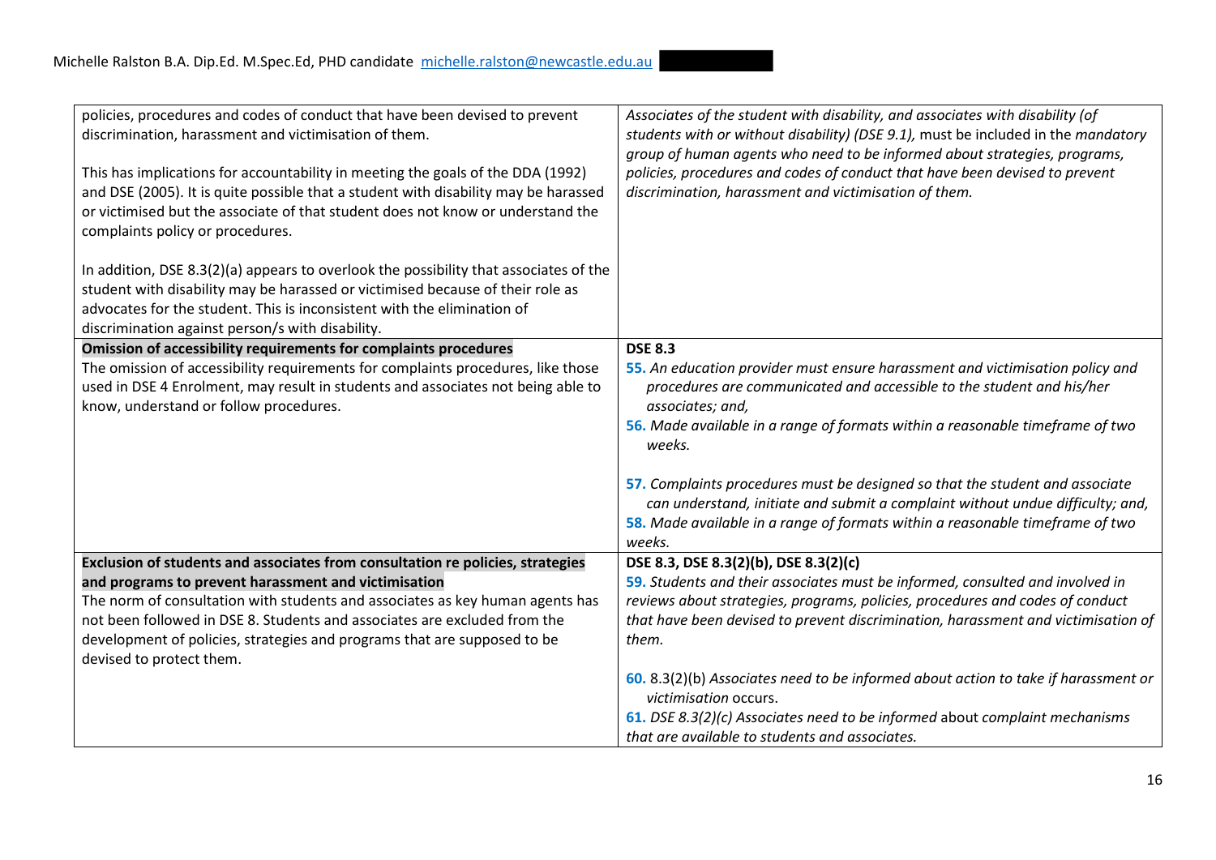| | |
|---|---|
| policies, procedures and codes of conduct that have been devised to prevent discrimination, harassment and victimisation of them.<br><br>This has implications for accountability in meeting the goals of the DDA (1992) and DSE (2005). It is quite possible that a student with disability may be harassed or victimised but the associate of that student does not know or understand the complaints policy or procedures.<br><br>In addition, DSE 8.3(2)(a) appears to overlook the possibility that associates of the student with disability may be harassed or victimised because of their role as advocates for the student. This is inconsistent with the elimination of discrimination against person/s with disability. | *Associates of the student with disability, and associates with disability (of students with or without disability) (DSE 9.1),* must be included in the *mandatory group of human agents who need to be informed about strategies, programs, policies, procedures and codes of conduct that have been devised to prevent discrimination, harassment and victimisation of them.* |
| **Omission of accessibility requirements for complaints procedures**<br>The omission of accessibility requirements for complaints procedures, like those used in DSE 4 Enrolment, may result in students and associates not being able to know, understand or follow procedures. | **DSE 8.3**<br>**55.** *An education provider must ensure harassment and victimisation policy and procedures are communicated and accessible to the student and his/her associates; and,*<br>**56.** *Made available in a range of formats within a reasonable timeframe of two weeks.*<br><br>**57.** *Complaints procedures must be designed so that the student and associate can understand, initiate and submit a complaint without undue difficulty; and,*<br>**58.** *Made available in a range of formats within a reasonable timeframe of two weeks.* |
| **Exclusion of students and associates from consultation re policies, strategies and programs to prevent harassment and victimisation**<br>The norm of consultation with students and associates as key human agents has not been followed in DSE 8. Students and associates are excluded from the development of policies, strategies and programs that are supposed to be devised to protect them. | **DSE 8.3, DSE 8.3(2)(b), DSE 8.3(2)(c)**<br>**59.** *Students and their associates must be informed, consulted and involved in reviews about strategies, programs, policies, procedures and codes of conduct that have been devised to prevent discrimination, harassment and victimisation of them.*<br><br>**60.** 8.3(2)(b) *Associates need to be informed about action to take if harassment or victimisation* occurs.<br>**61.** *DSE 8.3(2)(c) Associates need to be informed* about *complaint mechanisms that are available to students and associates.* |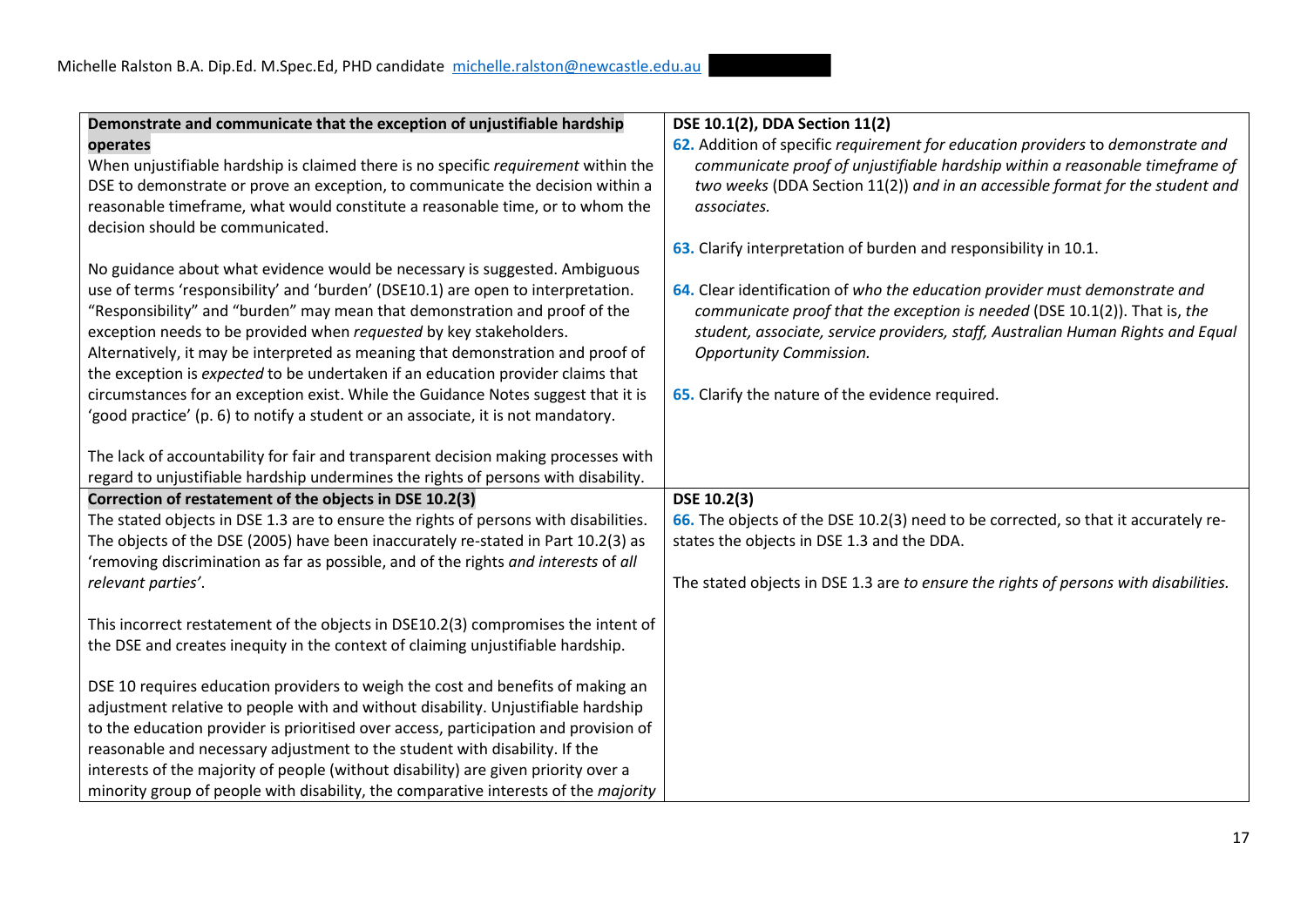| | |
|---|---|
| **Demonstrate and communicate that the exception of unjustifiable hardship operates**<br>When unjustifiable hardship is claimed there is no specific *requirement* within the DSE to demonstrate or prove an exception, to communicate the decision within a reasonable timeframe, what would constitute a reasonable time, or to whom the decision should be communicated.<br><br>No guidance about what evidence would be necessary is suggested. Ambiguous use of terms 'responsibility' and 'burden' (DSE10.1) are open to interpretation. "Responsibility" and "burden" may mean that demonstration and proof of the exception needs to be provided when *requested* by key stakeholders. Alternatively, it may be interpreted as meaning that demonstration and proof of the exception is *expected* to be undertaken if an education provider claims that circumstances for an exception exist. While the Guidance Notes suggest that it is 'good practice' (p. 6) to notify a student or an associate, it is not mandatory.<br><br>The lack of accountability for fair and transparent decision making processes with regard to unjustifiable hardship undermines the rights of persons with disability. | **DSE 10.1(2), DDA Section 11(2)**<br>**62.** Addition of specific *requirement for education providers* to *demonstrate and communicate proof of unjustifiable hardship within a reasonable timeframe of two weeks* (DDA Section 11(2)) *and in an accessible format for the student and associates.*<br><br>**63.** Clarify interpretation of burden and responsibility in 10.1.<br><br>**64.** Clear identification of *who the education provider must demonstrate and communicate proof that the exception is needed* (DSE 10.1(2)). That is, *the student, associate, service providers, staff, Australian Human Rights and Equal Opportunity Commission.*<br><br>**65.** Clarify the nature of the evidence required. |
| **Correction of restatement of the objects in DSE 10.2(3)**<br>The stated objects in DSE 1.3 are to ensure the rights of persons with disabilities. The objects of the DSE (2005) have been inaccurately re-stated in Part 10.2(3) as 'removing discrimination as far as possible, and of the rights *and interests* of *all relevant parties*'.<br><br>This incorrect restatement of the objects in DSE10.2(3) compromises the intent of the DSE and creates inequity in the context of claiming unjustifiable hardship.<br><br>DSE 10 requires education providers to weigh the cost and benefits of making an adjustment relative to people with and without disability. Unjustifiable hardship to the education provider is prioritised over access, participation and provision of reasonable and necessary adjustment to the student with disability. If the interests of the majority of people (without disability) are given priority over a minority group of people with disability, the comparative interests of the *majority* | **DSE 10.2(3)**<br>**66.** The objects of the DSE 10.2(3) need to be corrected, so that it accurately re-states the objects in DSE 1.3 and the DDA.<br><br>The stated objects in DSE 1.3 are *to ensure the rights of persons with disabilities.* |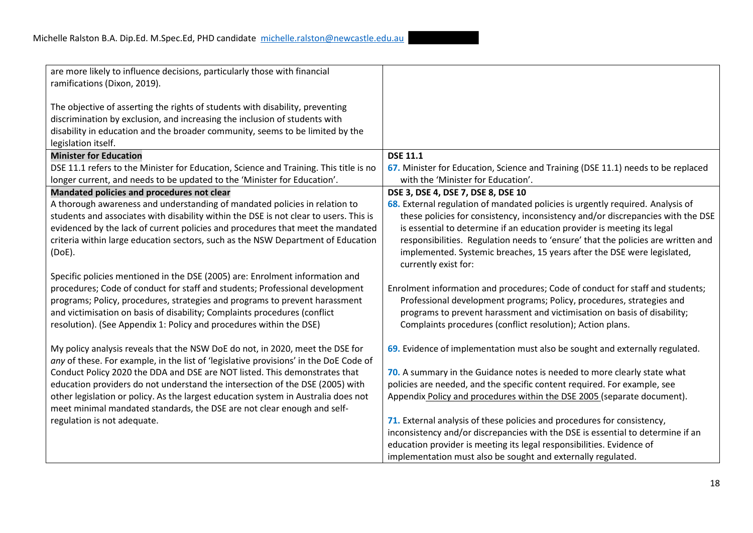| | |
|---|---|
| are more likely to influence decisions, particularly those with financial ramifications (Dixon, 2019).<br><br>The objective of asserting the rights of students with disability, preventing discrimination by exclusion, and increasing the inclusion of students with disability in education and the broader community, seems to be limited by the legislation itself. | |
| **Minister for Education**<br>DSE 11.1 refers to the Minister for Education, Science and Training. This title is no longer current, and needs to be updated to the 'Minister for Education'. | **DSE 11.1**<br>**67.** Minister for Education, Science and Training (DSE 11.1) needs to be replaced with the 'Minister for Education'. |
| **Mandated policies and procedures not clear**<br>A thorough awareness and understanding of mandated policies in relation to students and associates with disability within the DSE is not clear to users. This is evidenced by the lack of current policies and procedures that meet the mandated criteria within large education sectors, such as the NSW Department of Education (DoE).<br><br>Specific policies mentioned in the DSE (2005) are: Enrolment information and procedures; Code of conduct for staff and students; Professional development programs; Policy, procedures, strategies and programs to prevent harassment and victimisation on basis of disability; Complaints procedures (conflict resolution). (See Appendix 1: Policy and procedures within the DSE)<br><br>My policy analysis reveals that the NSW DoE do not, in 2020, meet the DSE for *any* of these. For example, in the list of 'legislative provisions' in the DoE Code of Conduct Policy 2020 the DDA and DSE are NOT listed. This demonstrates that education providers do not understand the intersection of the DSE (2005) with other legislation or policy. As the largest education system in Australia does not meet minimal mandated standards, the DSE are not clear enough and self-regulation is not adequate. | **DSE 3, DSE 4, DSE 7, DSE 8, DSE 10**<br>**68.** External regulation of mandated policies is urgently required. Analysis of these policies for consistency, inconsistency and/or discrepancies with the DSE is essential to determine if an education provider is meeting its legal responsibilities. Regulation needs to 'ensure' that the policies are written and implemented. Systemic breaches, 15 years after the DSE were legislated, currently exist for:<br><br>Enrolment information and procedures; Code of conduct for staff and students; Professional development programs; Policy, procedures, strategies and programs to prevent harassment and victimisation on basis of disability; Complaints procedures (conflict resolution); Action plans.<br><br>**69.** Evidence of implementation must also be sought and externally regulated.<br><br>**70.** A summary in the Guidance notes is needed to more clearly state what policies are needed, and the specific content required. For example, see Appendix Policy and procedures within the DSE 2005 (separate document).<br><br>**71.** External analysis of these policies and procedures for consistency, inconsistency and/or discrepancies with the DSE is essential to determine if an education provider is meeting its legal responsibilities. Evidence of implementation must also be sought and externally regulated. |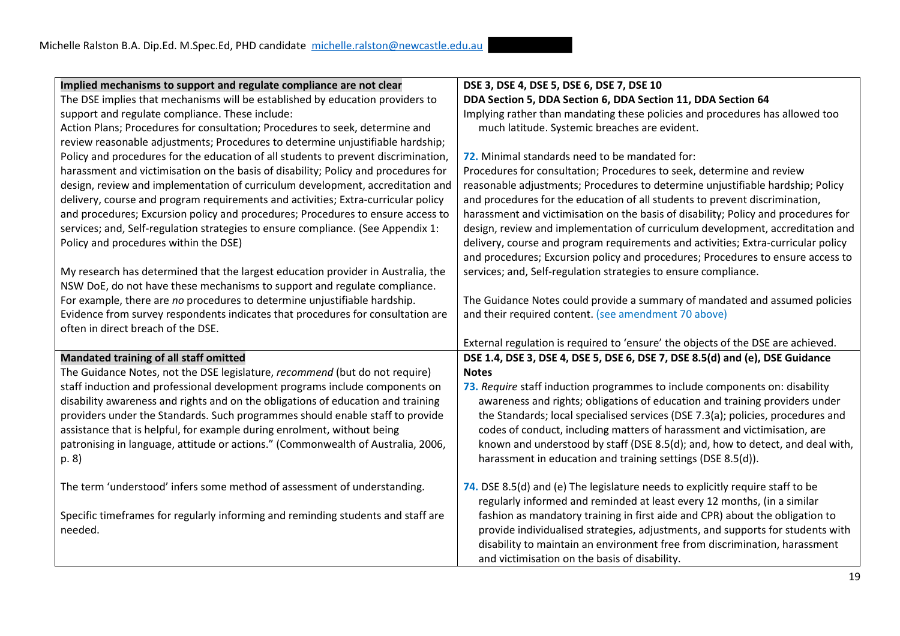Michelle Ralston B.A. Dip.Ed. M.Spec.Ed, PHD candidate michelle.ralston@newcastle.edu.au

| | |
|---|---|
| **Implied mechanisms to support and regulate compliance are not clear**<br>The DSE implies that mechanisms will be established by education providers to support and regulate compliance. These include:<br>Action Plans; Procedures for consultation; Procedures to seek, determine and review reasonable adjustments; Procedures to determine unjustifiable hardship; Policy and procedures for the education of all students to prevent discrimination, harassment and victimisation on the basis of disability; Policy and procedures for design, review and implementation of curriculum development, accreditation and delivery, course and program requirements and activities; Extra-curricular policy and procedures; Excursion policy and procedures; Procedures to ensure access to services; and, Self-regulation strategies to ensure compliance. (See Appendix 1: Policy and procedures within the DSE)<br><br>My research has determined that the largest education provider in Australia, the NSW DoE, do not have these mechanisms to support and regulate compliance. For example, there are *no* procedures to determine unjustifiable hardship. Evidence from survey respondents indicates that procedures for consultation are often in direct breach of the DSE. | **DSE 3, DSE 4, DSE 5, DSE 6, DSE 7, DSE 10**<br>**DDA Section 5, DDA Section 6, DDA Section 11, DDA Section 64**<br>Implying rather than mandating these policies and procedures has allowed too much latitude. Systemic breaches are evident.<br><br>**72.** Minimal standards need to be mandated for:<br>Procedures for consultation; Procedures to seek, determine and review reasonable adjustments; Procedures to determine unjustifiable hardship; Policy and procedures for the education of all students to prevent discrimination, harassment and victimisation on the basis of disability; Policy and procedures for design, review and implementation of curriculum development, accreditation and delivery, course and program requirements and activities; Extra-curricular policy and procedures; Excursion policy and procedures; Procedures to ensure access to services; and, Self-regulation strategies to ensure compliance.<br><br>The Guidance Notes could provide a summary of mandated and assumed policies and their required content. (see amendment 70 above)<br><br>External regulation is required to 'ensure' the objects of the DSE are achieved. |
| **Mandated training of all staff omitted**<br>The Guidance Notes, not the DSE legislature, *recommend* (but do not require) staff induction and professional development programs include components on disability awareness and rights and on the obligations of education and training providers under the Standards. Such programmes should enable staff to provide assistance that is helpful, for example during enrolment, without being patronising in language, attitude or actions." (Commonwealth of Australia, 2006, p. 8)<br><br>The term 'understood' infers some method of assessment of understanding.<br><br>Specific timeframes for regularly informing and reminding students and staff are needed. | **DSE 1.4, DSE 3, DSE 4, DSE 5, DSE 6, DSE 7, DSE 8.5(d) and (e), DSE Guidance Notes**<br>**73.** *Require* staff induction programmes to include components on: disability awareness and rights; obligations of education and training providers under the Standards; local specialised services (DSE 7.3(a); policies, procedures and codes of conduct, including matters of harassment and victimisation, are known and understood by staff (DSE 8.5(d); and, how to detect, and deal with, harassment in education and training settings (DSE 8.5(d)).<br><br>**74.** DSE 8.5(d) and (e) The legislature needs to explicitly require staff to be regularly informed and reminded at least every 12 months, (in a similar fashion as mandatory training in first aide and CPR) about the obligation to provide individualised strategies, adjustments, and supports for students with disability to maintain an environment free from discrimination, harassment and victimisation on the basis of disability. |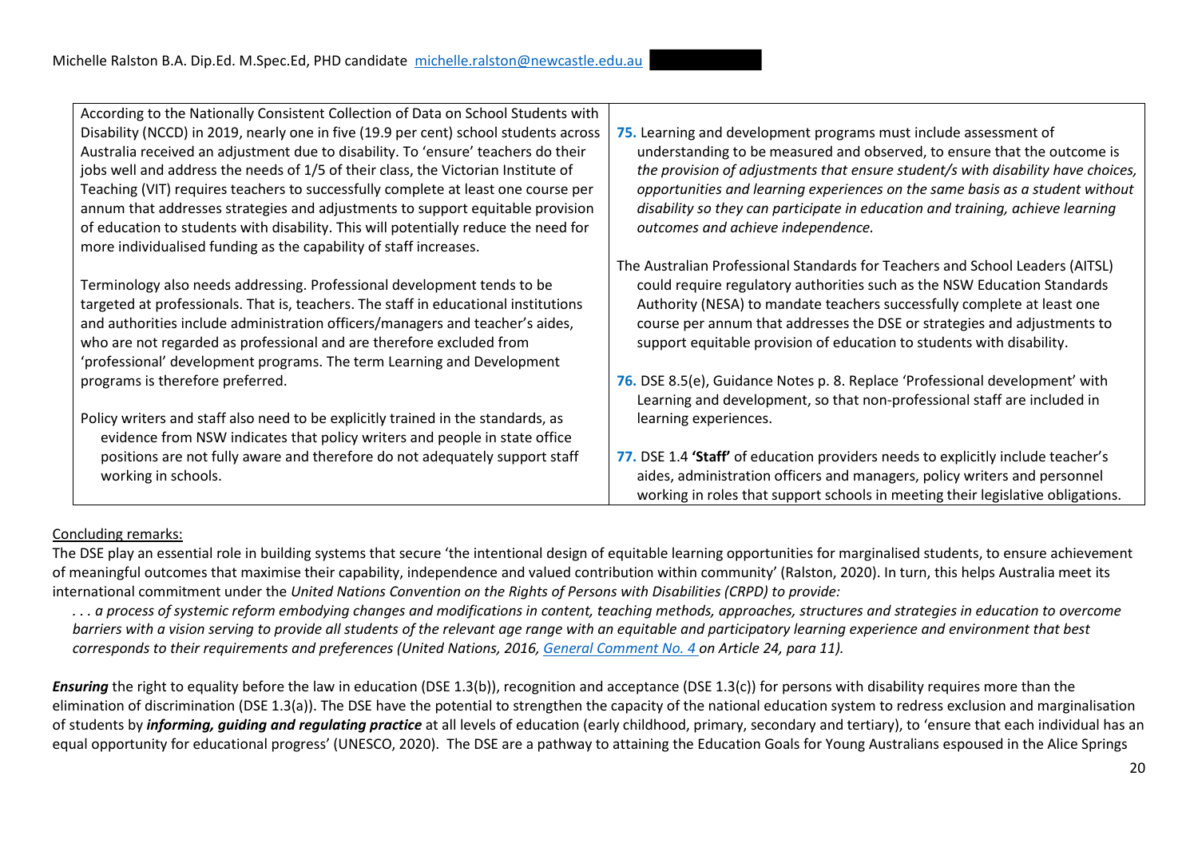Michelle Ralston B.A. Dip.Ed. M.Spec.Ed, PHD candidate michelle.ralston@newcastle.edu.au

| | |
|---|---|
| According to the Nationally Consistent Collection of Data on School Students with Disability (NCCD) in 2019, nearly one in five (19.9 per cent) school students across Australia received an adjustment due to disability. To 'ensure' teachers do their jobs well and address the needs of 1/5 of their class, the Victorian Institute of Teaching (VIT) requires teachers to successfully complete at least one course per annum that addresses strategies and adjustments to support equitable provision of education to students with disability. This will potentially reduce the need for more individualised funding as the capability of staff increases.<br><br>Terminology also needs addressing. Professional development tends to be targeted at professionals. That is, teachers. The staff in educational institutions and authorities include administration officers/managers and teacher's aides, who are not regarded as professional and are therefore excluded from 'professional' development programs. The term Learning and Development programs is therefore preferred.<br><br>Policy writers and staff also need to be explicitly trained in the standards, as evidence from NSW indicates that policy writers and people in state office positions are not fully aware and therefore do not adequately support staff working in schools. | **75.** Learning and development programs must include assessment of understanding to be measured and observed, to ensure that the outcome is *the provision of adjustments that ensure student/s with disability have choices, opportunities and learning experiences on the same basis as a student without disability so they can participate in education and training, achieve learning outcomes and achieve independence.*<br><br>The Australian Professional Standards for Teachers and School Leaders (AITSL) could require regulatory authorities such as the NSW Education Standards Authority (NESA) to mandate teachers successfully complete at least one course per annum that addresses the DSE or strategies and adjustments to support equitable provision of education to students with disability.<br><br>**76.** DSE 8.5(e), Guidance Notes p. 8. Replace 'Professional development' with Learning and development, so that non-professional staff are included in learning experiences.<br><br>**77.** DSE 1.4 **'Staff'** of education providers needs to explicitly include teacher's aides, administration officers and managers, policy writers and personnel working in roles that support schools in meeting their legislative obligations. |

Concluding remarks:

The DSE play an essential role in building systems that secure 'the intentional design of equitable learning opportunities for marginalised students, to ensure achievement of meaningful outcomes that maximise their capability, independence and valued contribution within community' (Ralston, 2020). In turn, this helps Australia meet its international commitment under the *United Nations Convention on the Rights of Persons with Disabilities (CRPD) to provide:*

> *. . . a process of systemic reform embodying changes and modifications in content, teaching methods, approaches, structures and strategies in education to overcome barriers with a vision serving to provide all students of the relevant age range with an equitable and participatory learning experience and environment that best corresponds to their requirements and preferences (United Nations, 2016, General Comment No. 4 on Article 24, para 11).*

***Ensuring*** the right to equality before the law in education (DSE 1.3(b)), recognition and acceptance (DSE 1.3(c)) for persons with disability requires more than the elimination of discrimination (DSE 1.3(a)). The DSE have the potential to strengthen the capacity of the national education system to redress exclusion and marginalisation of students by ***informing, guiding and regulating practice*** at all levels of education (early childhood, primary, secondary and tertiary), to 'ensure that each individual has an equal opportunity for educational progress' (UNESCO, 2020). The DSE are a pathway to attaining the Education Goals for Young Australians espoused in the Alice Springs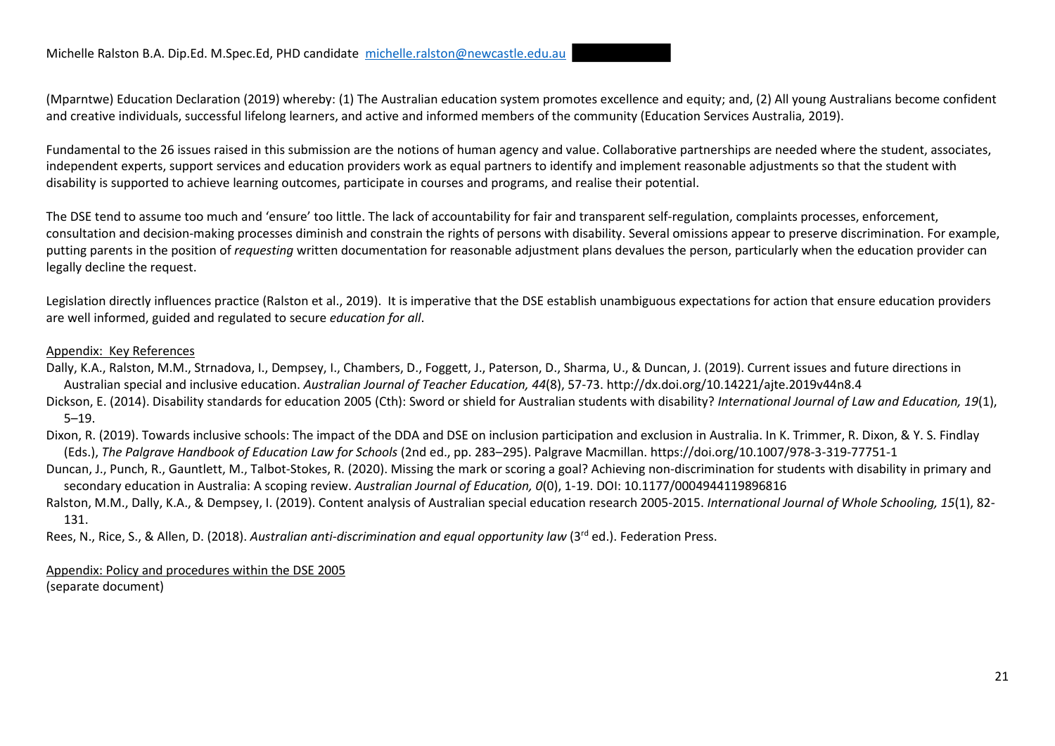Michelle Ralston B.A. Dip.Ed. M.Spec.Ed, PHD candidate michelle.ralston@newcastle.edu.au

(Mparntwe) Education Declaration (2019) whereby: (1) The Australian education system promotes excellence and equity; and, (2) All young Australians become confident and creative individuals, successful lifelong learners, and active and informed members of the community (Education Services Australia, 2019).

Fundamental to the 26 issues raised in this submission are the notions of human agency and value. Collaborative partnerships are needed where the student, associates, independent experts, support services and education providers work as equal partners to identify and implement reasonable adjustments so that the student with disability is supported to achieve learning outcomes, participate in courses and programs, and realise their potential.

The DSE tend to assume too much and 'ensure' too little. The lack of accountability for fair and transparent self-regulation, complaints processes, enforcement, consultation and decision-making processes diminish and constrain the rights of persons with disability. Several omissions appear to preserve discrimination. For example, putting parents in the position of *requesting* written documentation for reasonable adjustment plans devalues the person, particularly when the education provider can legally decline the request.

Legislation directly influences practice (Ralston et al., 2019). It is imperative that the DSE establish unambiguous expectations for action that ensure education providers are well informed, guided and regulated to secure *education for all*.

Appendix: Key References

Dally, K.A., Ralston, M.M., Strnadova, I., Dempsey, I., Chambers, D., Foggett, J., Paterson, D., Sharma, U., & Duncan, J. (2019). Current issues and future directions in Australian special and inclusive education. *Australian Journal of Teacher Education, 44*(8), 57-73. http://dx.doi.org/10.14221/ajte.2019v44n8.4

Dickson, E. (2014). Disability standards for education 2005 (Cth): Sword or shield for Australian students with disability? *International Journal of Law and Education, 19*(1), 5–19.

Dixon, R. (2019). Towards inclusive schools: The impact of the DDA and DSE on inclusion participation and exclusion in Australia. In K. Trimmer, R. Dixon, & Y. S. Findlay (Eds.), *The Palgrave Handbook of Education Law for Schools* (2nd ed., pp. 283–295). Palgrave Macmillan. https://doi.org/10.1007/978-3-319-77751-1

Duncan, J., Punch, R., Gauntlett, M., Talbot-Stokes, R. (2020). Missing the mark or scoring a goal? Achieving non-discrimination for students with disability in primary and secondary education in Australia: A scoping review. *Australian Journal of Education, 0*(0), 1-19. DOI: 10.1177/0004944119896816

Ralston, M.M., Dally, K.A., & Dempsey, I. (2019). Content analysis of Australian special education research 2005-2015. *International Journal of Whole Schooling, 15*(1), 82-131.

Rees, N., Rice, S., & Allen, D. (2018). *Australian anti-discrimination and equal opportunity law* (3rd ed.). Federation Press.

Appendix: Policy and procedures within the DSE 2005
(separate document)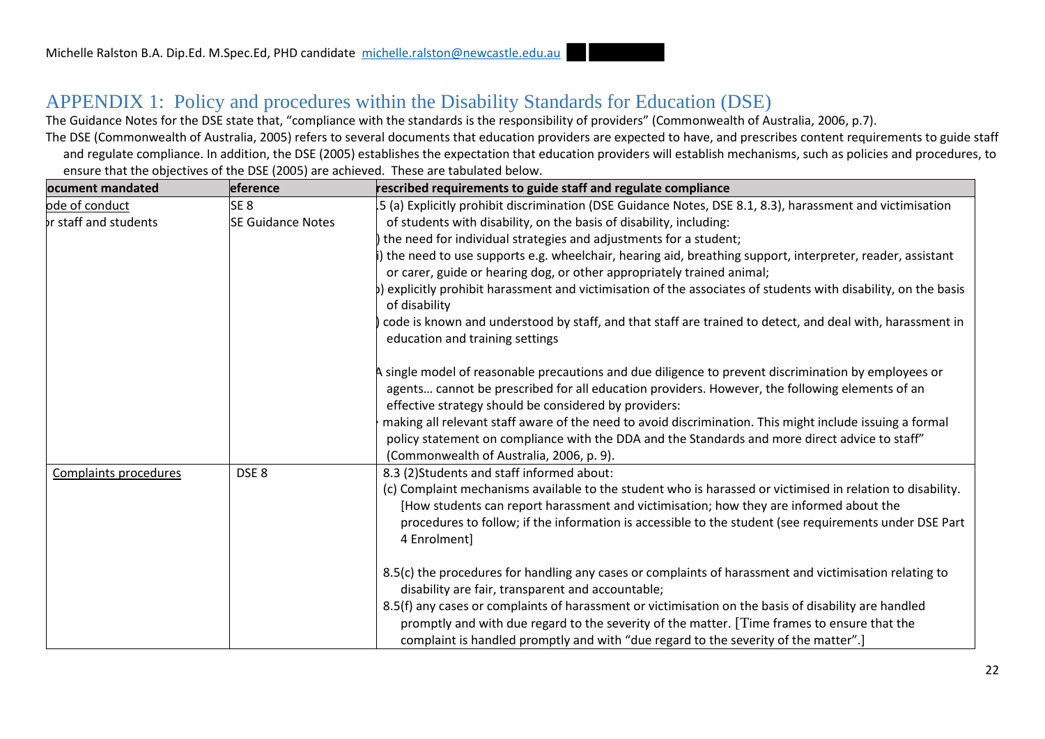Michelle Ralston B.A. Dip.Ed. M.Spec.Ed, PHD candidate michelle.ralston@newcastle.edu.au

## APPENDIX 1: Policy and procedures within the Disability Standards for Education (DSE)

The Guidance Notes for the DSE state that, "compliance with the standards is the responsibility of providers" (Commonwealth of Australia, 2006, p.7).

The DSE (Commonwealth of Australia, 2005) refers to several documents that education providers are expected to have, and prescribes content requirements to guide staff and regulate compliance. In addition, the DSE (2005) establishes the expectation that education providers will establish mechanisms, such as policies and procedures, to ensure that the objectives of the DSE (2005) are achieved. These are tabulated below.

| ocument mandated | eference | rescribed requirements to guide staff and regulate compliance |
| --- | --- | --- |
| ode of conduct<br>or staff and students | SE 8<br>SE Guidance Notes | .5 (a) Explicitly prohibit discrimination (DSE Guidance Notes, DSE 8.1, 8.3), harassment and victimisation of students with disability, on the basis of disability, including:<br>) the need for individual strategies and adjustments for a student;<br>i) the need to use supports e.g. wheelchair, hearing aid, breathing support, interpreter, reader, assistant or carer, guide or hearing dog, or other appropriately trained animal;<br>) explicitly prohibit harassment and victimisation of the associates of students with disability, on the basis of disability<br>) code is known and understood by staff, and that staff are trained to detect, and deal with, harassment in education and training settings<br><br>A single model of reasonable precautions and due diligence to prevent discrimination by employees or agents… cannot be prescribed for all education providers. However, the following elements of an effective strategy should be considered by providers:<br>making all relevant staff aware of the need to avoid discrimination. This might include issuing a formal policy statement on compliance with the DDA and the Standards and more direct advice to staff" (Commonwealth of Australia, 2006, p. 9). |
| Complaints procedures | DSE 8 | 8.3 (2)Students and staff informed about:<br>(c) Complaint mechanisms available to the student who is harassed or victimised in relation to disability. [How students can report harassment and victimisation; how they are informed about the procedures to follow; if the information is accessible to the student (see requirements under DSE Part 4 Enrolment]<br><br>8.5(c) the procedures for handling any cases or complaints of harassment and victimisation relating to disability are fair, transparent and accountable;<br>8.5(f) any cases or complaints of harassment or victimisation on the basis of disability are handled promptly and with due regard to the severity of the matter. [Time frames to ensure that the complaint is handled promptly and with "due regard to the severity of the matter".] |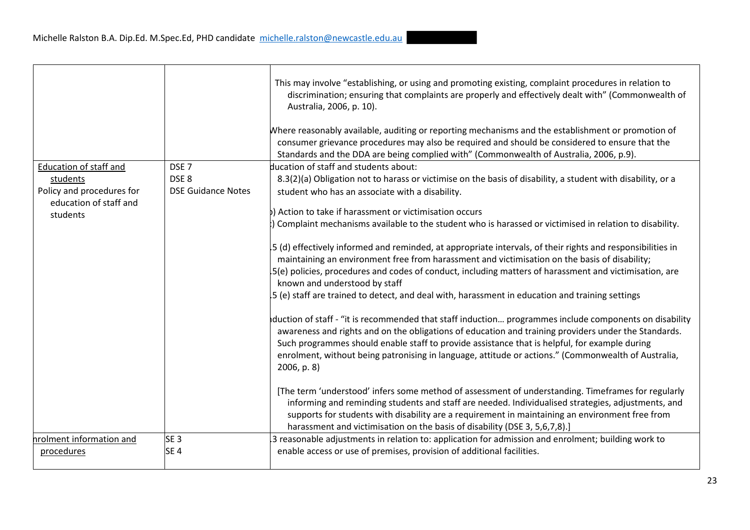| | | |
|---|---|---|
| | | This may involve "establishing, or using and promoting existing, complaint procedures in relation to discrimination; ensuring that complaints are properly and effectively dealt with" (Commonwealth of Australia, 2006, p. 10).<br><br>Where reasonably available, auditing or reporting mechanisms and the establishment or promotion of consumer grievance procedures may also be required and should be considered to ensure that the Standards and the DDA are being complied with" (Commonwealth of Australia, 2006, p.9). |
| Education of staff and students<br>Policy and procedures for education of staff and students | DSE 7<br>DSE 8<br>DSE Guidance Notes | ducation of staff and students about:<br>8.3(2)(a) Obligation not to harass or victimise on the basis of disability, a student with disability, or a student who has an associate with a disability.<br><br>) Action to take if harassment or victimisation occurs<br>) Complaint mechanisms available to the student who is harassed or victimised in relation to disability.<br><br>.5 (d) effectively informed and reminded, at appropriate intervals, of their rights and responsibilities in maintaining an environment free from harassment and victimisation on the basis of disability;<br>.5(e) policies, procedures and codes of conduct, including matters of harassment and victimisation, are known and understood by staff<br>.5 (e) staff are trained to detect, and deal with, harassment in education and training settings<br><br>duction of staff - "it is recommended that staff induction… programmes include components on disability awareness and rights and on the obligations of education and training providers under the Standards. Such programmes should enable staff to provide assistance that is helpful, for example during enrolment, without being patronising in language, attitude or actions." (Commonwealth of Australia, 2006, p. 8)<br><br>[The term 'understood' infers some method of assessment of understanding. Timeframes for regularly informing and reminding students and staff are needed. Individualised strategies, adjustments, and supports for students with disability are a requirement in maintaining an environment free from harassment and victimisation on the basis of disability (DSE 3, 5,6,7,8).] |
| nrolment information and procedures | SE 3<br>SE 4 | .3 reasonable adjustments in relation to: application for admission and enrolment; building work to enable access or use of premises, provision of additional facilities. |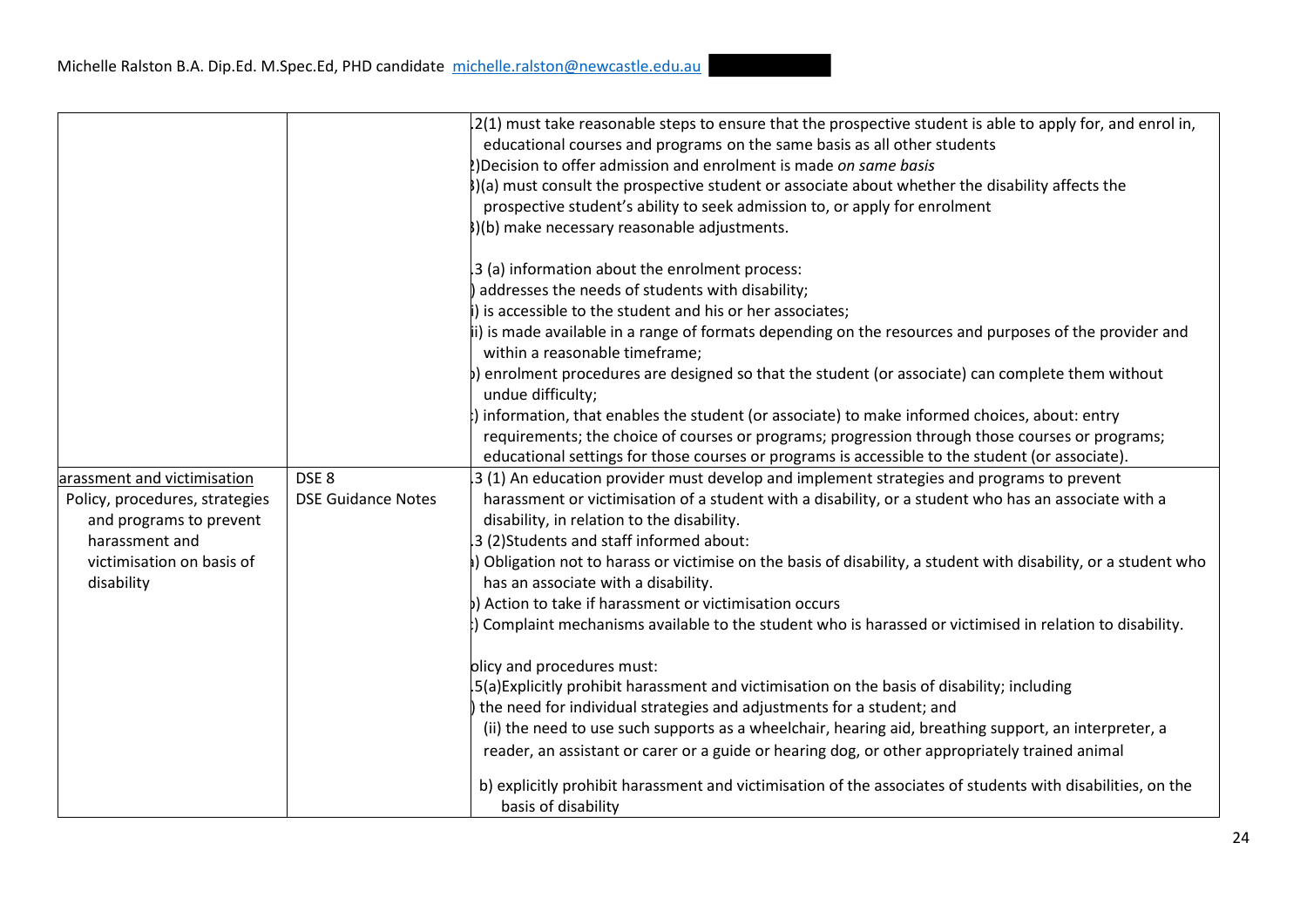Michelle Ralston B.A. Dip.Ed. M.Spec.Ed, PHD candidate michelle.ralston@newcastle.edu.au

| | | |
|---|---|---|
| | | .2(1) must take reasonable steps to ensure that the prospective student is able to apply for, and enrol in, educational courses and programs on the same basis as all other students<br>!)Decision to offer admission and enrolment is made *on same basis*<br>})(a) must consult the prospective student or associate about whether the disability affects the prospective student's ability to seek admission to, or apply for enrolment<br>})(b) make necessary reasonable adjustments.<br><br>.3 (a) information about the enrolment process:<br>) addresses the needs of students with disability;<br>i) is accessible to the student and his or her associates;<br>ii) is made available in a range of formats depending on the resources and purposes of the provider and within a reasonable timeframe;<br>) enrolment procedures are designed so that the student (or associate) can complete them without undue difficulty;<br>:) information, that enables the student (or associate) to make informed choices, about: entry requirements; the choice of courses or programs; progression through those courses or programs; educational settings for those courses or programs is accessible to the student (or associate). |
| arassment and victimisation<br>Policy, procedures, strategies and programs to prevent harassment and victimisation on basis of disability | DSE 8<br>DSE Guidance Notes | .3 (1) An education provider must develop and implement strategies and programs to prevent harassment or victimisation of a student with a disability, or a student who has an associate with a disability, in relation to the disability.<br>.3 (2)Students and staff informed about:<br>) Obligation not to harass or victimise on the basis of disability, a student with disability, or a student who has an associate with a disability.<br>) Action to take if harassment or victimisation occurs<br>:) Complaint mechanisms available to the student who is harassed or victimised in relation to disability.<br><br>olicy and procedures must:<br>.5(a)Explicitly prohibit harassment and victimisation on the basis of disability; including<br>) the need for individual strategies and adjustments for a student; and<br>(ii) the need to use such supports as a wheelchair, hearing aid, breathing support, an interpreter, a reader, an assistant or carer or a guide or hearing dog, or other appropriately trained animal<br><br>b) explicitly prohibit harassment and victimisation of the associates of students with disabilities, on the basis of disability |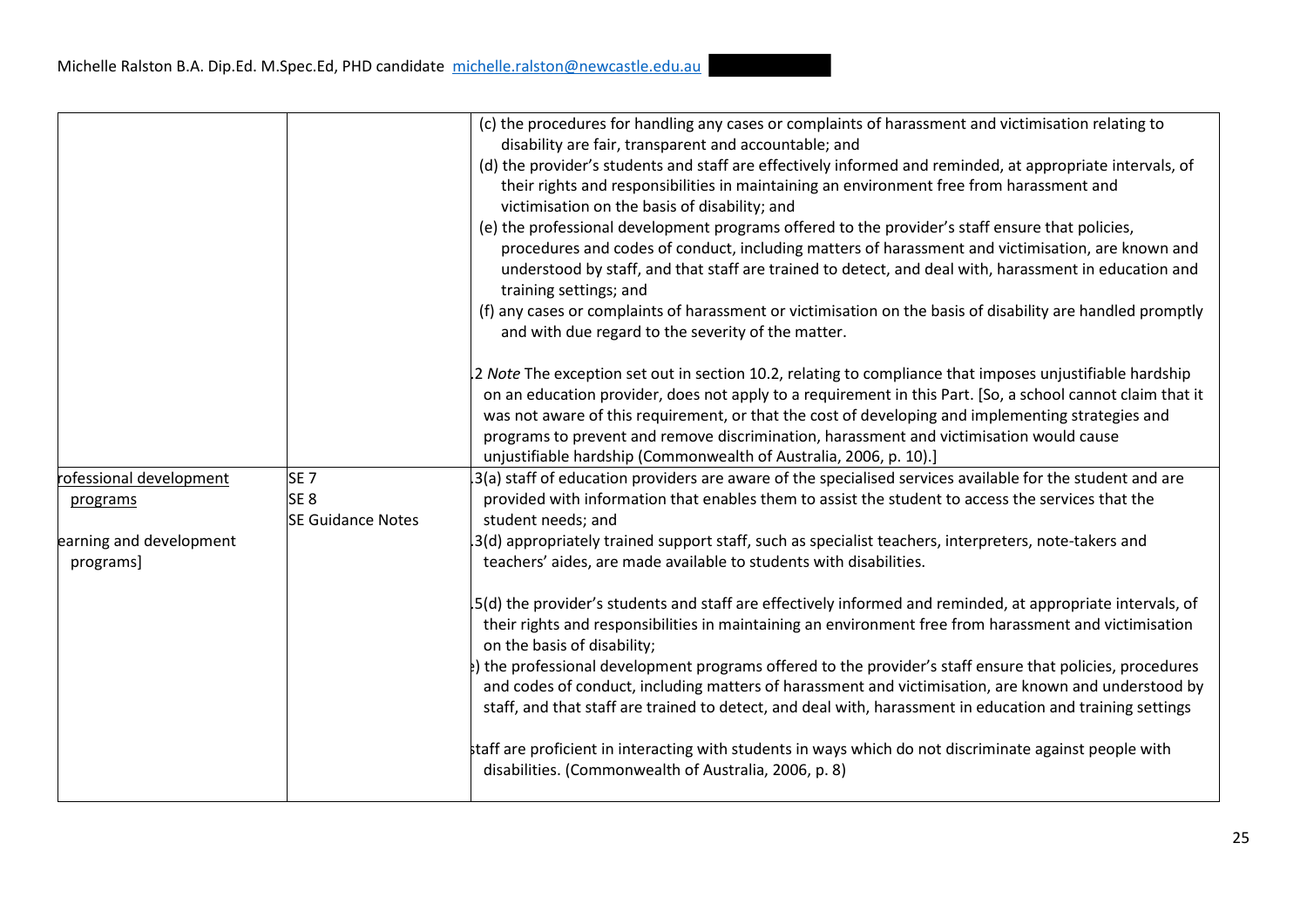| | | |
|---|---|---|
| | | (c) the procedures for handling any cases or complaints of harassment and victimisation relating to disability are fair, transparent and accountable; and<br>(d) the provider's students and staff are effectively informed and reminded, at appropriate intervals, of their rights and responsibilities in maintaining an environment free from harassment and victimisation on the basis of disability; and<br>(e) the professional development programs offered to the provider's staff ensure that policies, procedures and codes of conduct, including matters of harassment and victimisation, are known and understood by staff, and that staff are trained to detect, and deal with, harassment in education and training settings; and<br>(f) any cases or complaints of harassment or victimisation on the basis of disability are handled promptly and with due regard to the severity of the matter.<br><br>.2 *Note* The exception set out in section 10.2, relating to compliance that imposes unjustifiable hardship on an education provider, does not apply to a requirement in this Part. [So, a school cannot claim that it was not aware of this requirement, or that the cost of developing and implementing strategies and programs to prevent and remove discrimination, harassment and victimisation would cause unjustifiable hardship (Commonwealth of Australia, 2006, p. 10).] |
| rofessional development programs<br><br>earning and development programs] | SE 7<br>SE 8<br>SE Guidance Notes | .3(a) staff of education providers are aware of the specialised services available for the student and are provided with information that enables them to assist the student to access the services that the student needs; and<br>.3(d) appropriately trained support staff, such as specialist teachers, interpreters, note-takers and teachers' aides, are made available to students with disabilities.<br><br>.5(d) the provider's students and staff are effectively informed and reminded, at appropriate intervals, of their rights and responsibilities in maintaining an environment free from harassment and victimisation on the basis of disability;<br>) the professional development programs offered to the provider's staff ensure that policies, procedures and codes of conduct, including matters of harassment and victimisation, are known and understood by staff, and that staff are trained to detect, and deal with, harassment in education and training settings<br><br>staff are proficient in interacting with students in ways which do not discriminate against people with disabilities. (Commonwealth of Australia, 2006, p. 8) |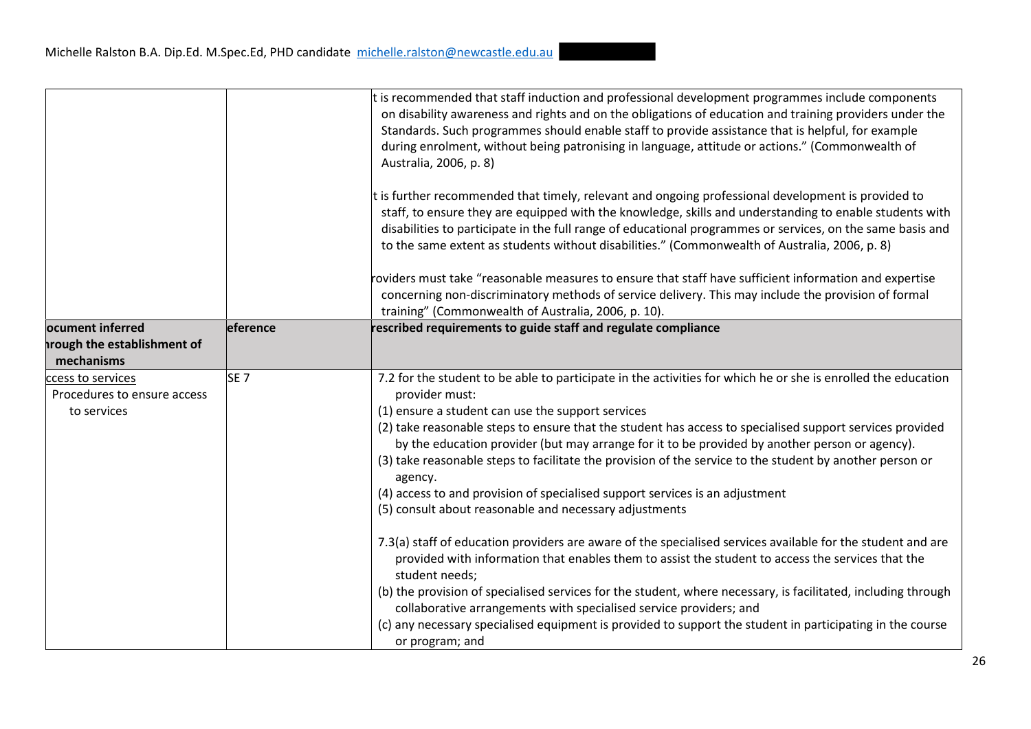| | | |
|---|---|---|
| | | t is recommended that staff induction and professional development programmes include components on disability awareness and rights and on the obligations of education and training providers under the Standards. Such programmes should enable staff to provide assistance that is helpful, for example during enrolment, without being patronising in language, attitude or actions." (Commonwealth of Australia, 2006, p. 8)<br><br>t is further recommended that timely, relevant and ongoing professional development is provided to staff, to ensure they are equipped with the knowledge, skills and understanding to enable students with disabilities to participate in the full range of educational programmes or services, on the same basis and to the same extent as students without disabilities." (Commonwealth of Australia, 2006, p. 8)<br><br>roviders must take "reasonable measures to ensure that staff have sufficient information and expertise concerning non-discriminatory methods of service delivery. This may include the provision of formal training" (Commonwealth of Australia, 2006, p. 10). |
| **ocument inferred hrough the establishment of mechanisms** | **eference** | **rescribed requirements to guide staff and regulate compliance** |
| ccess to services<br>Procedures to ensure access to services | SE 7 | 7.2 for the student to be able to participate in the activities for which he or she is enrolled the education provider must:<br>(1) ensure a student can use the support services<br>(2) take reasonable steps to ensure that the student has access to specialised support services provided by the education provider (but may arrange for it to be provided by another person or agency).<br>(3) take reasonable steps to facilitate the provision of the service to the student by another person or agency.<br>(4) access to and provision of specialised support services is an adjustment<br>(5) consult about reasonable and necessary adjustments<br><br>7.3(a) staff of education providers are aware of the specialised services available for the student and are provided with information that enables them to assist the student to access the services that the student needs;<br>(b) the provision of specialised services for the student, where necessary, is facilitated, including through collaborative arrangements with specialised service providers; and<br>(c) any necessary specialised equipment is provided to support the student in participating in the course or program; and |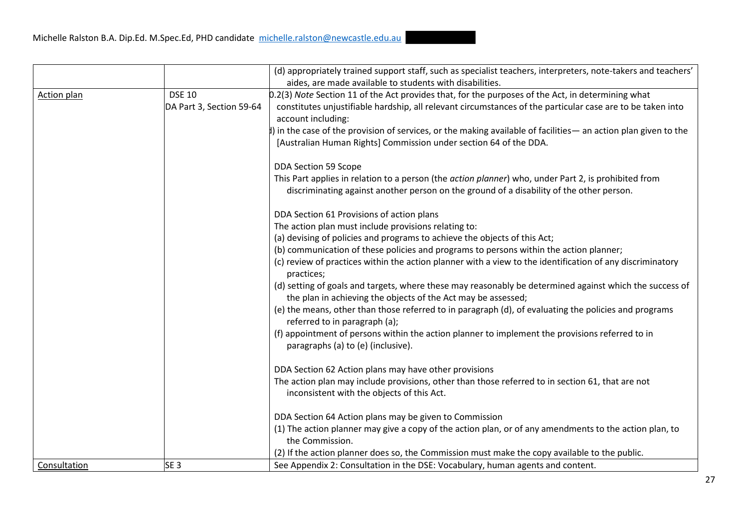| | | |
|---|---|---|
| | | (d) appropriately trained support staff, such as specialist teachers, interpreters, note-takers and teachers' aides, are made available to students with disabilities. |
| Action plan | DSE 10<br>DA Part 3, Section 59-64 | 0.2(3) *Note* Section 11 of the Act provides that, for the purposes of the Act, in determining what constitutes unjustifiable hardship, all relevant circumstances of the particular case are to be taken into account including:<br>d) in the case of the provision of services, or the making available of facilities— an action plan given to the [Australian Human Rights] Commission under section 64 of the DDA.<br><br>DDA Section 59 Scope<br>This Part applies in relation to a person (the *action planner*) who, under Part 2, is prohibited from discriminating against another person on the ground of a disability of the other person.<br><br>DDA Section 61 Provisions of action plans<br>The action plan must include provisions relating to:<br>(a) devising of policies and programs to achieve the objects of this Act;<br>(b) communication of these policies and programs to persons within the action planner;<br>(c) review of practices within the action planner with a view to the identification of any discriminatory practices;<br>(d) setting of goals and targets, where these may reasonably be determined against which the success of the plan in achieving the objects of the Act may be assessed;<br>(e) the means, other than those referred to in paragraph (d), of evaluating the policies and programs referred to in paragraph (a);<br>(f) appointment of persons within the action planner to implement the provisions referred to in paragraphs (a) to (e) (inclusive).<br><br>DDA Section 62 Action plans may have other provisions<br>The action plan may include provisions, other than those referred to in section 61, that are not inconsistent with the objects of this Act.<br><br>DDA Section 64 Action plans may be given to Commission<br>(1) The action planner may give a copy of the action plan, or of any amendments to the action plan, to the Commission.<br>(2) If the action planner does so, the Commission must make the copy available to the public. |
| Consultation | SE 3 | See Appendix 2: Consultation in the DSE: Vocabulary, human agents and content. |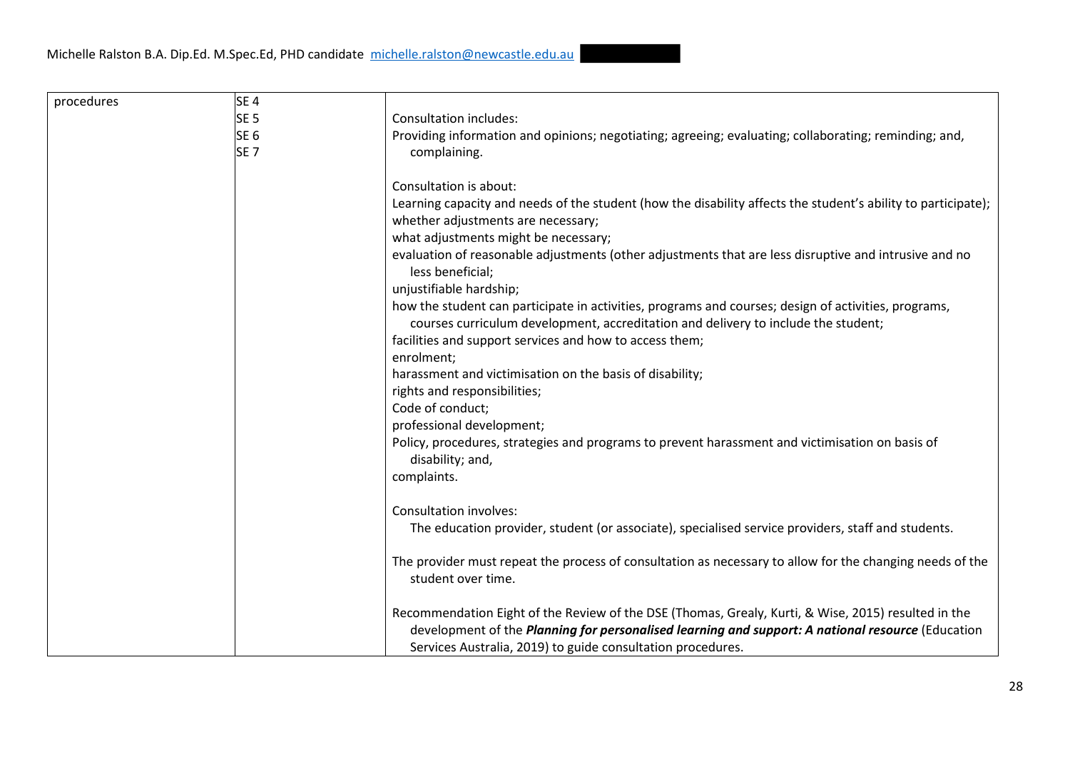| | | |
|---|---|---|
| procedures | SE 4<br>SE 5<br>SE 6<br>SE 7 | Consultation includes:<br>Providing information and opinions; negotiating; agreeing; evaluating; collaborating; reminding; and, complaining.<br><br>Consultation is about:<br>Learning capacity and needs of the student (how the disability affects the student's ability to participate);<br>whether adjustments are necessary;<br>what adjustments might be necessary;<br>evaluation of reasonable adjustments (other adjustments that are less disruptive and intrusive and no less beneficial;<br>unjustifiable hardship;<br>how the student can participate in activities, programs and courses; design of activities, programs, courses curriculum development, accreditation and delivery to include the student;<br>facilities and support services and how to access them;<br>enrolment;<br>harassment and victimisation on the basis of disability;<br>rights and responsibilities;<br>Code of conduct;<br>professional development;<br>Policy, procedures, strategies and programs to prevent harassment and victimisation on basis of disability; and,<br>complaints.<br><br>Consultation involves:<br>The education provider, student (or associate), specialised service providers, staff and students.<br><br>The provider must repeat the process of consultation as necessary to allow for the changing needs of the student over time.<br><br>Recommendation Eight of the Review of the DSE (Thomas, Grealy, Kurti, & Wise, 2015) resulted in the development of the ***Planning for personalised learning and support: A national resource*** (Education Services Australia, 2019) to guide consultation procedures. |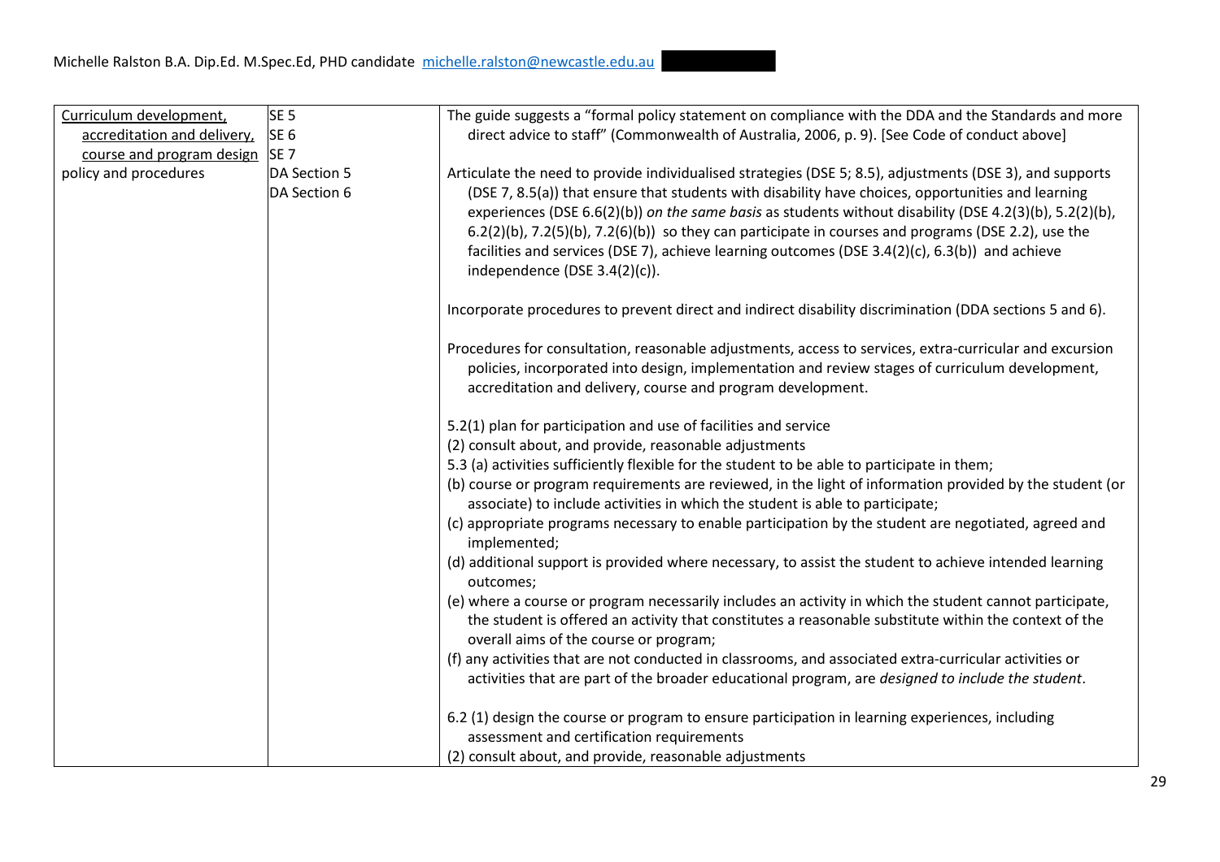| | | |
|---|---|---|
| Curriculum development, accreditation and delivery, course and program design policy and procedures | SE 5<br>SE 6<br>SE 7<br>DA Section 5<br>DA Section 6 | The guide suggests a "formal policy statement on compliance with the DDA and the Standards and more direct advice to staff" (Commonwealth of Australia, 2006, p. 9). [See Code of conduct above]<br><br>Articulate the need to provide individualised strategies (DSE 5; 8.5), adjustments (DSE 3), and supports (DSE 7, 8.5(a)) that ensure that students with disability have choices, opportunities and learning experiences (DSE 6.6(2)(b)) *on the same basis* as students without disability (DSE 4.2(3)(b), 5.2(2)(b), 6.2(2)(b), 7.2(5)(b), 7.2(6)(b)) so they can participate in courses and programs (DSE 2.2), use the facilities and services (DSE 7), achieve learning outcomes (DSE 3.4(2)(c), 6.3(b)) and achieve independence (DSE 3.4(2)(c)).<br><br>Incorporate procedures to prevent direct and indirect disability discrimination (DDA sections 5 and 6).<br><br>Procedures for consultation, reasonable adjustments, access to services, extra-curricular and excursion policies, incorporated into design, implementation and review stages of curriculum development, accreditation and delivery, course and program development.<br><br>5.2(1) plan for participation and use of facilities and service<br>(2) consult about, and provide, reasonable adjustments<br>5.3 (a) activities sufficiently flexible for the student to be able to participate in them;<br>(b) course or program requirements are reviewed, in the light of information provided by the student (or associate) to include activities in which the student is able to participate;<br>(c) appropriate programs necessary to enable participation by the student are negotiated, agreed and implemented;<br>(d) additional support is provided where necessary, to assist the student to achieve intended learning outcomes;<br>(e) where a course or program necessarily includes an activity in which the student cannot participate, the student is offered an activity that constitutes a reasonable substitute within the context of the overall aims of the course or program;<br>(f) any activities that are not conducted in classrooms, and associated extra-curricular activities or activities that are part of the broader educational program, are *designed to include the student*.<br><br>6.2 (1) design the course or program to ensure participation in learning experiences, including assessment and certification requirements<br>(2) consult about, and provide, reasonable adjustments |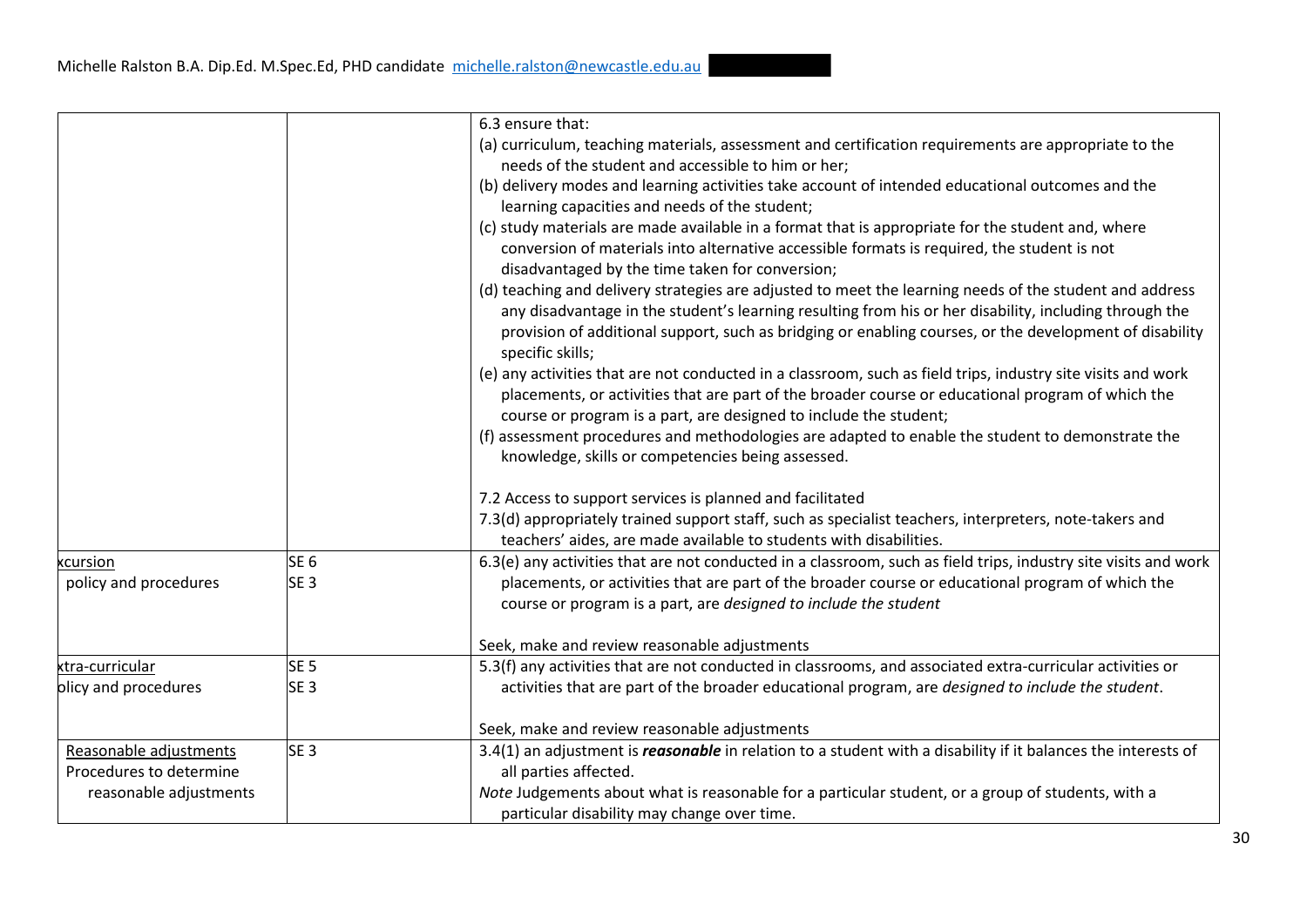Michelle Ralston B.A. Dip.Ed. M.Spec.Ed, PHD candidate [michelle.ralston@newcastle.edu.au](mailto:michelle.ralston@newcastle.edu.au)

| | | |
|---|---|---|
| | | 6.3 ensure that:<br>(a) curriculum, teaching materials, assessment and certification requirements are appropriate to the needs of the student and accessible to him or her;<br>(b) delivery modes and learning activities take account of intended educational outcomes and the learning capacities and needs of the student;<br>(c) study materials are made available in a format that is appropriate for the student and, where conversion of materials into alternative accessible formats is required, the student is not disadvantaged by the time taken for conversion;<br>(d) teaching and delivery strategies are adjusted to meet the learning needs of the student and address any disadvantage in the student's learning resulting from his or her disability, including through the provision of additional support, such as bridging or enabling courses, or the development of disability specific skills;<br>(e) any activities that are not conducted in a classroom, such as field trips, industry site visits and work placements, or activities that are part of the broader course or educational program of which the course or program is a part, are designed to include the student;<br>(f) assessment procedures and methodologies are adapted to enable the student to demonstrate the knowledge, skills or competencies being assessed.<br><br>7.2 Access to support services is planned and facilitated<br>7.3(d) appropriately trained support staff, such as specialist teachers, interpreters, note-takers and teachers' aides, are made available to students with disabilities. |
| xcursion<br>policy and procedures | SE 6<br>SE 3 | 6.3(e) any activities that are not conducted in a classroom, such as field trips, industry site visits and work placements, or activities that are part of the broader course or educational program of which the course or program is a part, are *designed to include the student*<br><br>Seek, make and review reasonable adjustments |
| xtra-curricular<br>olicy and procedures | SE 5<br>SE 3 | 5.3(f) any activities that are not conducted in classrooms, and associated extra-curricular activities or activities that are part of the broader educational program, are *designed to include the student*.<br><br>Seek, make and review reasonable adjustments |
| Reasonable adjustments<br>Procedures to determine reasonable adjustments | SE 3 | 3.4(1) an adjustment is ***reasonable*** in relation to a student with a disability if it balances the interests of all parties affected.<br>*Note* Judgements about what is reasonable for a particular student, or a group of students, with a particular disability may change over time. |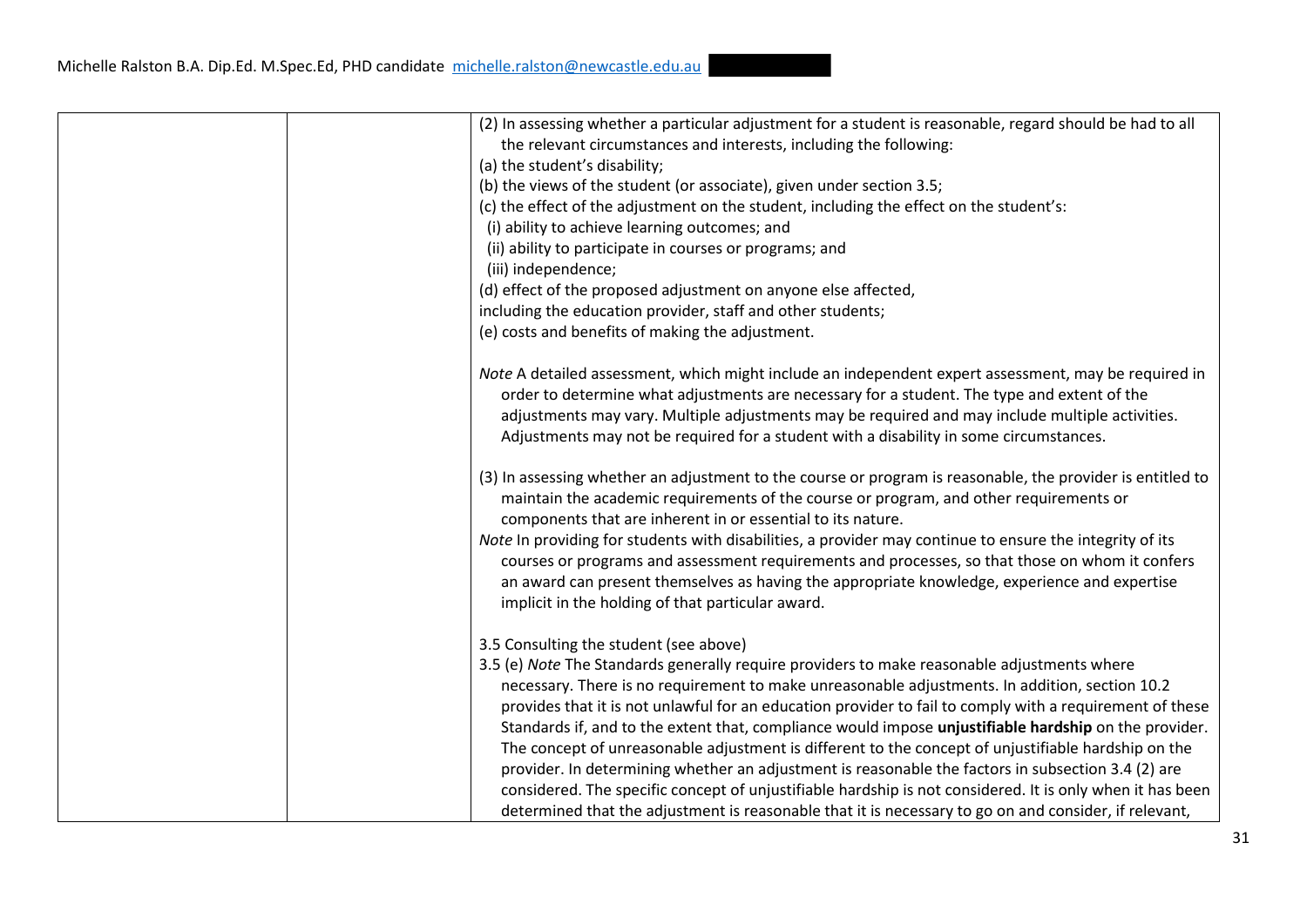| | | |
|---|---|---|
| | | (2) In assessing whether a particular adjustment for a student is reasonable, regard should be had to all the relevant circumstances and interests, including the following:<br>(a) the student's disability;<br>(b) the views of the student (or associate), given under section 3.5;<br>(c) the effect of the adjustment on the student, including the effect on the student's:<br>(i) ability to achieve learning outcomes; and<br>(ii) ability to participate in courses or programs; and<br>(iii) independence;<br>(d) effect of the proposed adjustment on anyone else affected,<br>including the education provider, staff and other students;<br>(e) costs and benefits of making the adjustment.<br><br>*Note* A detailed assessment, which might include an independent expert assessment, may be required in order to determine what adjustments are necessary for a student. The type and extent of the adjustments may vary. Multiple adjustments may be required and may include multiple activities. Adjustments may not be required for a student with a disability in some circumstances.<br><br>(3) In assessing whether an adjustment to the course or program is reasonable, the provider is entitled to maintain the academic requirements of the course or program, and other requirements or components that are inherent in or essential to its nature.<br>*Note* In providing for students with disabilities, a provider may continue to ensure the integrity of its courses or programs and assessment requirements and processes, so that those on whom it confers an award can present themselves as having the appropriate knowledge, experience and expertise implicit in the holding of that particular award.<br><br>3.5 Consulting the student (see above)<br>3.5 (e) *Note* The Standards generally require providers to make reasonable adjustments where necessary. There is no requirement to make unreasonable adjustments. In addition, section 10.2 provides that it is not unlawful for an education provider to fail to comply with a requirement of these Standards if, and to the extent that, compliance would impose **unjustifiable hardship** on the provider. The concept of unreasonable adjustment is different to the concept of unjustifiable hardship on the provider. In determining whether an adjustment is reasonable the factors in subsection 3.4 (2) are considered. The specific concept of unjustifiable hardship is not considered. It is only when it has been determined that the adjustment is reasonable that it is necessary to go on and consider, if relevant, |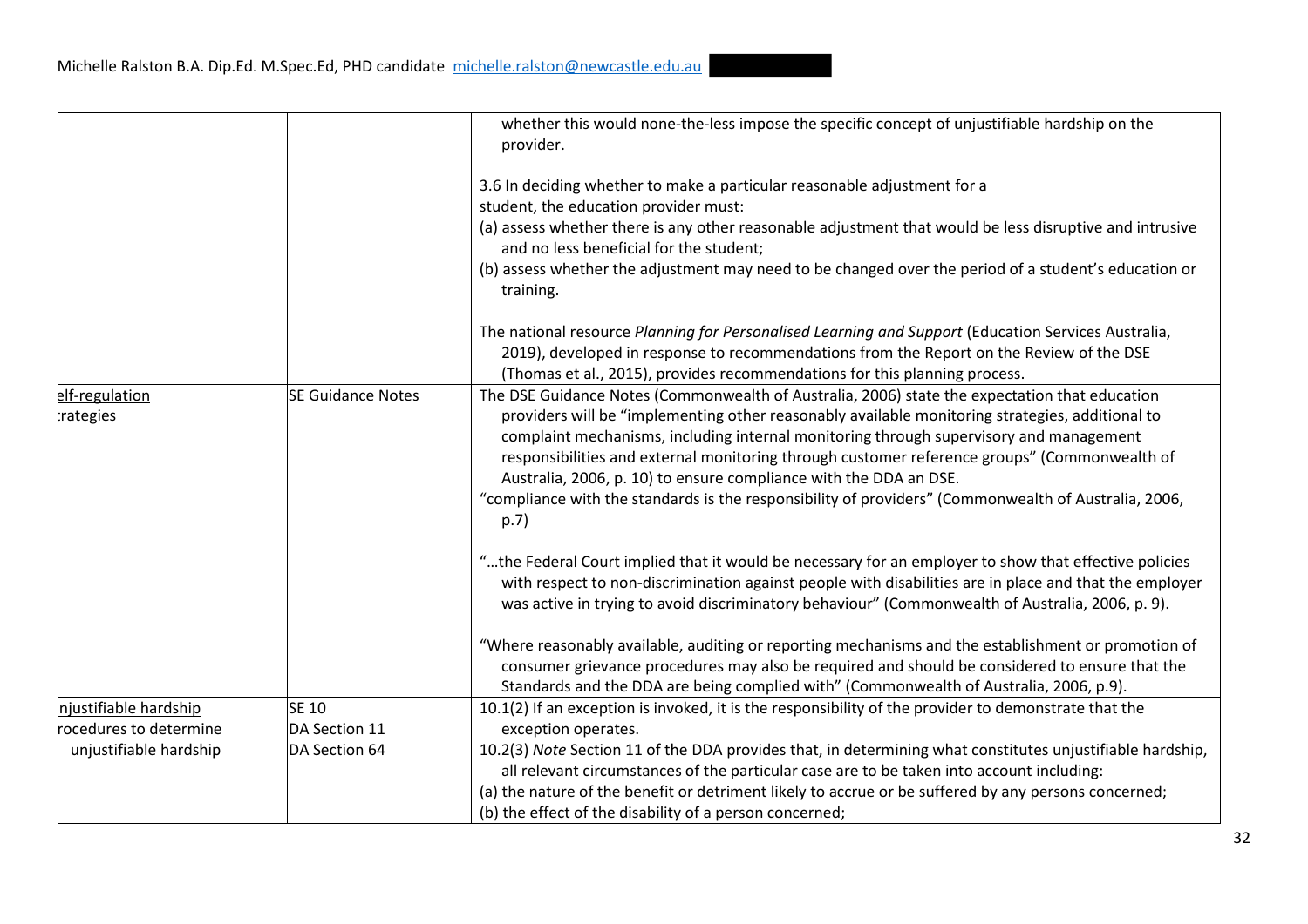| | | |
|---|---|---|
| | | whether this would none-the-less impose the specific concept of unjustifiable hardship on the provider.<br><br>3.6 In deciding whether to make a particular reasonable adjustment for a student, the education provider must:<br>(a) assess whether there is any other reasonable adjustment that would be less disruptive and intrusive and no less beneficial for the student;<br>(b) assess whether the adjustment may need to be changed over the period of a student's education or training.<br><br>The national resource *Planning for Personalised Learning and Support* (Education Services Australia, 2019), developed in response to recommendations from the Report on the Review of the DSE (Thomas et al., 2015), provides recommendations for this planning process. |
| elf-regulation trategies | SE Guidance Notes | The DSE Guidance Notes (Commonwealth of Australia, 2006) state the expectation that education providers will be "implementing other reasonably available monitoring strategies, additional to complaint mechanisms, including internal monitoring through supervisory and management responsibilities and external monitoring through customer reference groups" (Commonwealth of Australia, 2006, p. 10) to ensure compliance with the DDA an DSE.<br>"compliance with the standards is the responsibility of providers" (Commonwealth of Australia, 2006, p.7)<br><br>"…the Federal Court implied that it would be necessary for an employer to show that effective policies with respect to non-discrimination against people with disabilities are in place and that the employer was active in trying to avoid discriminatory behaviour" (Commonwealth of Australia, 2006, p. 9).<br><br>"Where reasonably available, auditing or reporting mechanisms and the establishment or promotion of consumer grievance procedures may also be required and should be considered to ensure that the Standards and the DDA are being complied with" (Commonwealth of Australia, 2006, p.9). |
| njustifiable hardship<br>rocedures to determine unjustifiable hardship | SE 10<br>DA Section 11<br>DA Section 64 | 10.1(2) If an exception is invoked, it is the responsibility of the provider to demonstrate that the exception operates.<br>10.2(3) *Note* Section 11 of the DDA provides that, in determining what constitutes unjustifiable hardship, all relevant circumstances of the particular case are to be taken into account including:<br>(a) the nature of the benefit or detriment likely to accrue or be suffered by any persons concerned;<br>(b) the effect of the disability of a person concerned; |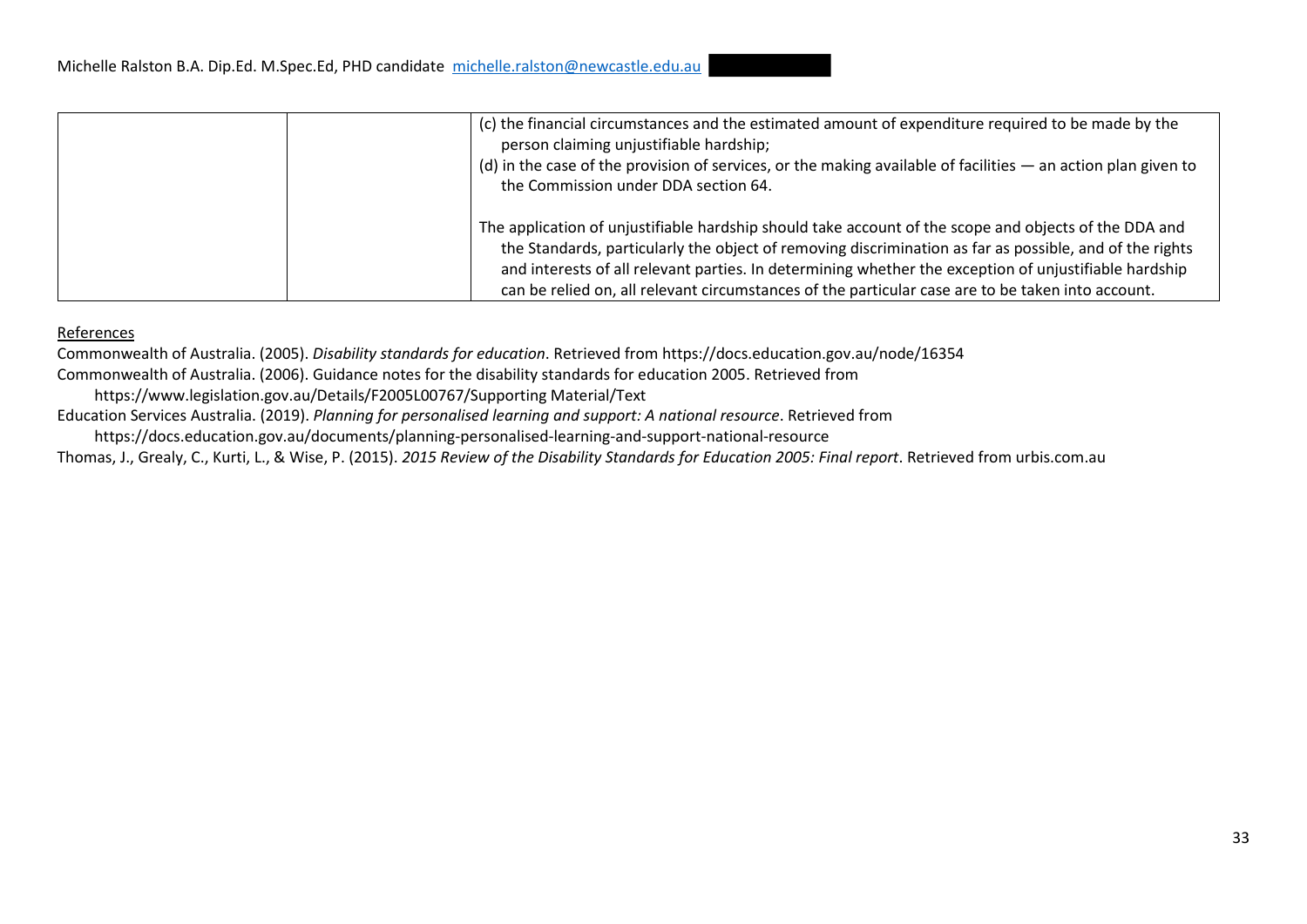| | | |
|---|---|---|
| | | (c) the financial circumstances and the estimated amount of expenditure required to be made by the person claiming unjustifiable hardship;<br>(d) in the case of the provision of services, or the making available of facilities — an action plan given to the Commission under DDA section 64.<br><br>The application of unjustifiable hardship should take account of the scope and objects of the DDA and the Standards, particularly the object of removing discrimination as far as possible, and of the rights and interests of all relevant parties. In determining whether the exception of unjustifiable hardship can be relied on, all relevant circumstances of the particular case are to be taken into account. |

References

Commonwealth of Australia. (2005). *Disability standards for education*. Retrieved from https://docs.education.gov.au/node/16354

Commonwealth of Australia. (2006). Guidance notes for the disability standards for education 2005. Retrieved from https://www.legislation.gov.au/Details/F2005L00767/Supporting Material/Text

Education Services Australia. (2019). *Planning for personalised learning and support: A national resource*. Retrieved from https://docs.education.gov.au/documents/planning-personalised-learning-and-support-national-resource

Thomas, J., Grealy, C., Kurti, L., & Wise, P. (2015). *2015 Review of the Disability Standards for Education 2005: Final report*. Retrieved from urbis.com.au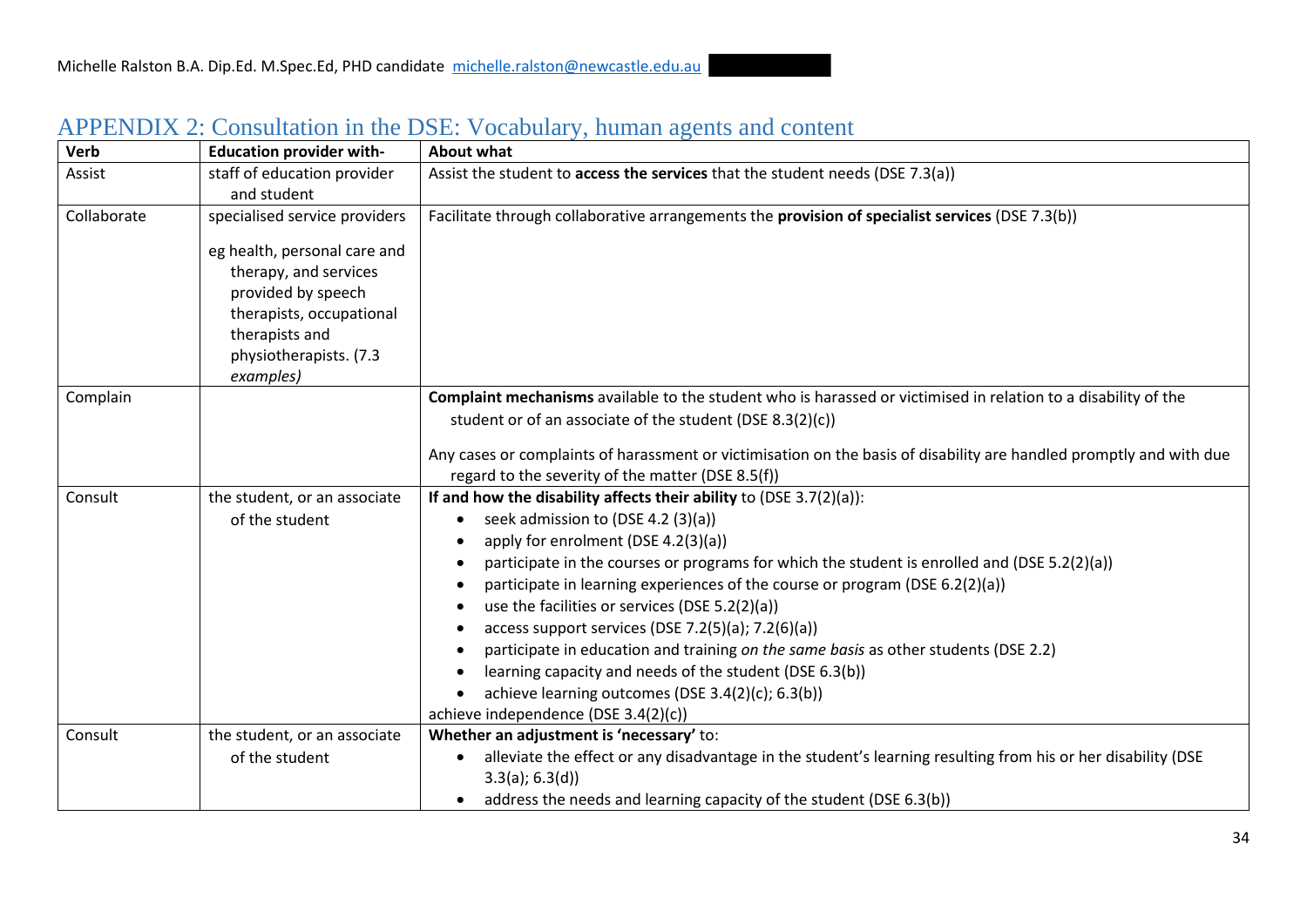Michelle Ralston B.A. Dip.Ed. M.Spec.Ed, PHD candidate michelle.ralston@newcastle.edu.au

## APPENDIX 2: Consultation in the DSE: Vocabulary, human agents and content

| Verb | Education provider with- | About what |
|---|---|---|
| Assist | staff of education provider and student | Assist the student to **access the services** that the student needs (DSE 7.3(a)) |
| Collaborate | specialised service providers<br><br>eg health, personal care and therapy, and services provided by speech therapists, occupational therapists and physiotherapists. (7.3 *examples)* | Facilitate through collaborative arrangements the **provision of specialist services** (DSE 7.3(b)) |
| Complain | | **Complaint mechanisms** available to the student who is harassed or victimised in relation to a disability of the student or of an associate of the student (DSE 8.3(2)(c))<br><br>Any cases or complaints of harassment or victimisation on the basis of disability are handled promptly and with due regard to the severity of the matter (DSE 8.5(f)) |
| Consult | the student, or an associate of the student | **If and how the disability affects their ability** to (DSE 3.7(2)(a)):<br>• seek admission to (DSE 4.2 (3)(a))<br>• apply for enrolment (DSE 4.2(3)(a))<br>• participate in the courses or programs for which the student is enrolled and (DSE 5.2(2)(a))<br>• participate in learning experiences of the course or program (DSE 6.2(2)(a))<br>• use the facilities or services (DSE 5.2(2)(a))<br>• access support services (DSE 7.2(5)(a); 7.2(6)(a))<br>• participate in education and training *on the same basis* as other students (DSE 2.2)<br>• learning capacity and needs of the student (DSE 6.3(b))<br>• achieve learning outcomes (DSE 3.4(2)(c); 6.3(b))<br>achieve independence (DSE 3.4(2)(c)) |
| Consult | the student, or an associate of the student | **Whether an adjustment is 'necessary'** to:<br>• alleviate the effect or any disadvantage in the student's learning resulting from his or her disability (DSE 3.3(a); 6.3(d))<br>• address the needs and learning capacity of the student (DSE 6.3(b)) |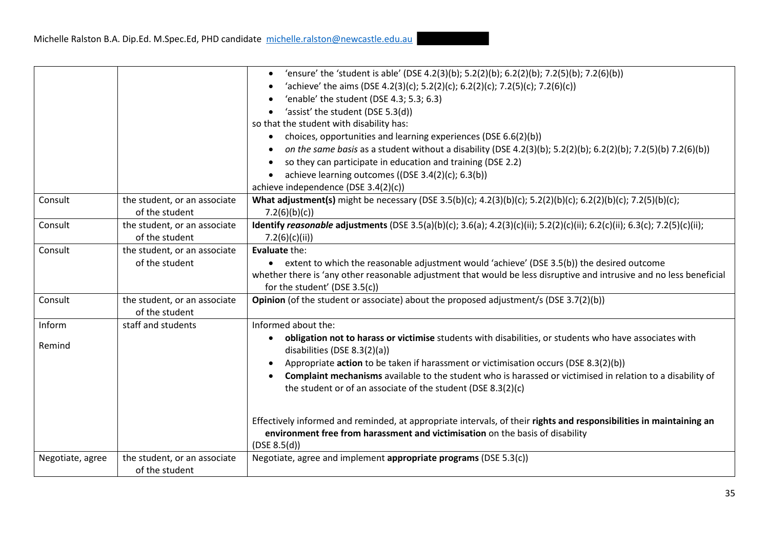| | | |
|---|---|---|
| | | • 'ensure' the 'student is able' (DSE 4.2(3)(b); 5.2(2)(b); 6.2(2)(b); 7.2(5)(b); 7.2(6)(b))<br>• 'achieve' the aims (DSE 4.2(3)(c); 5.2(2)(c); 6.2(2)(c); 7.2(5)(c); 7.2(6)(c))<br>• 'enable' the student (DSE 4.3; 5.3; 6.3)<br>• 'assist' the student (DSE 5.3(d))<br>so that the student with disability has:<br>• choices, opportunities and learning experiences (DSE 6.6(2)(b))<br>• *on the same basis* as a student without a disability (DSE 4.2(3)(b); 5.2(2)(b); 6.2(2)(b); 7.2(5)(b) 7.2(6)(b))<br>• so they can participate in education and training (DSE 2.2)<br>• achieve learning outcomes ((DSE 3.4(2)(c); 6.3(b))<br>achieve independence (DSE 3.4(2)(c)) |
| Consult | the student, or an associate of the student | **What adjustment(s)** might be necessary (DSE 3.5(b)(c); 4.2(3)(b)(c); 5.2(2)(b)(c); 6.2(2)(b)(c); 7.2(5)(b)(c); 7.2(6)(b)(c)) |
| Consult | the student, or an associate of the student | **Identify *reasonable* adjustments** (DSE 3.5(a)(b)(c); 3.6(a); 4.2(3)(c)(ii); 5.2(2)(c)(ii); 6.2(c)(ii); 6.3(c); 7.2(5)(c)(ii); 7.2(6)(c)(ii)) |
| Consult | the student, or an associate of the student | **Evaluate** the:<br>• extent to which the reasonable adjustment would 'achieve' (DSE 3.5(b)) the desired outcome<br>whether there is 'any other reasonable adjustment that would be less disruptive and intrusive and no less beneficial for the student' (DSE 3.5(c)) |
| Consult | the student, or an associate of the student | **Opinion** (of the student or associate) about the proposed adjustment/s (DSE 3.7(2)(b)) |
| Inform<br><br>Remind | staff and students | Informed about the:<br>• **obligation not to harass or victimise** students with disabilities, or students who have associates with disabilities (DSE 8.3(2)(a))<br>• Appropriate **action** to be taken if harassment or victimisation occurs (DSE 8.3(2)(b))<br>• **Complaint mechanisms** available to the student who is harassed or victimised in relation to a disability of the student or of an associate of the student (DSE 8.3(2)(c)<br><br>Effectively informed and reminded, at appropriate intervals, of their **rights and responsibilities in maintaining an environment free from harassment and victimisation** on the basis of disability<br>(DSE 8.5(d)) |
| Negotiate, agree | the student, or an associate of the student | Negotiate, agree and implement **appropriate programs** (DSE 5.3(c)) |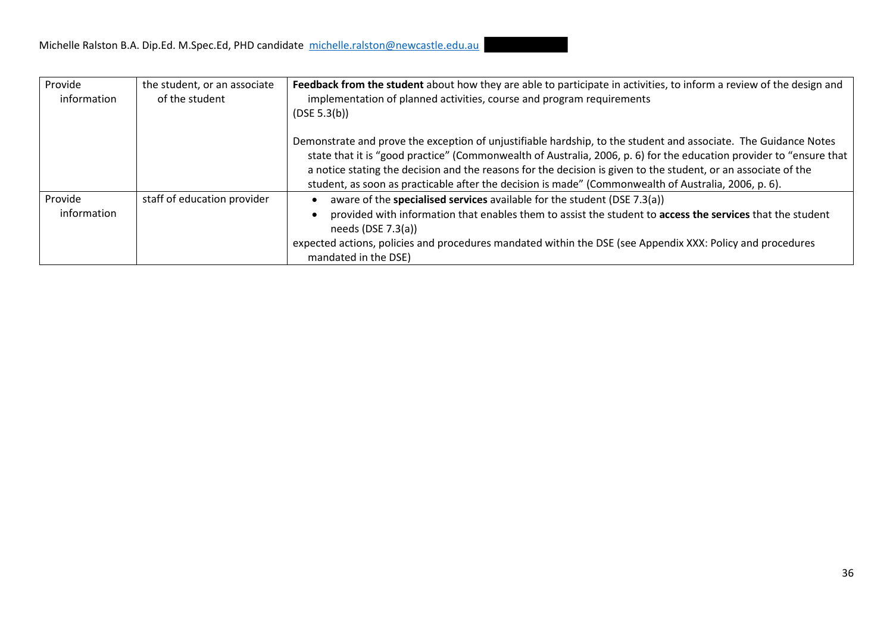| | | |
|---|---|---|
| Provide information | the student, or an associate of the student | **Feedback from the student** about how they are able to participate in activities, to inform a review of the design and implementation of planned activities, course and program requirements (DSE 5.3(b))<br><br>Demonstrate and prove the exception of unjustifiable hardship, to the student and associate. The Guidance Notes state that it is "good practice" (Commonwealth of Australia, 2006, p. 6) for the education provider to "ensure that a notice stating the decision and the reasons for the decision is given to the student, or an associate of the student, as soon as practicable after the decision is made" (Commonwealth of Australia, 2006, p. 6). |
| Provide information | staff of education provider | • aware of the **specialised services** available for the student (DSE 7.3(a))<br>• provided with information that enables them to assist the student to **access the services** that the student needs (DSE 7.3(a))<br>expected actions, policies and procedures mandated within the DSE (see Appendix XXX: Policy and procedures mandated in the DSE) |